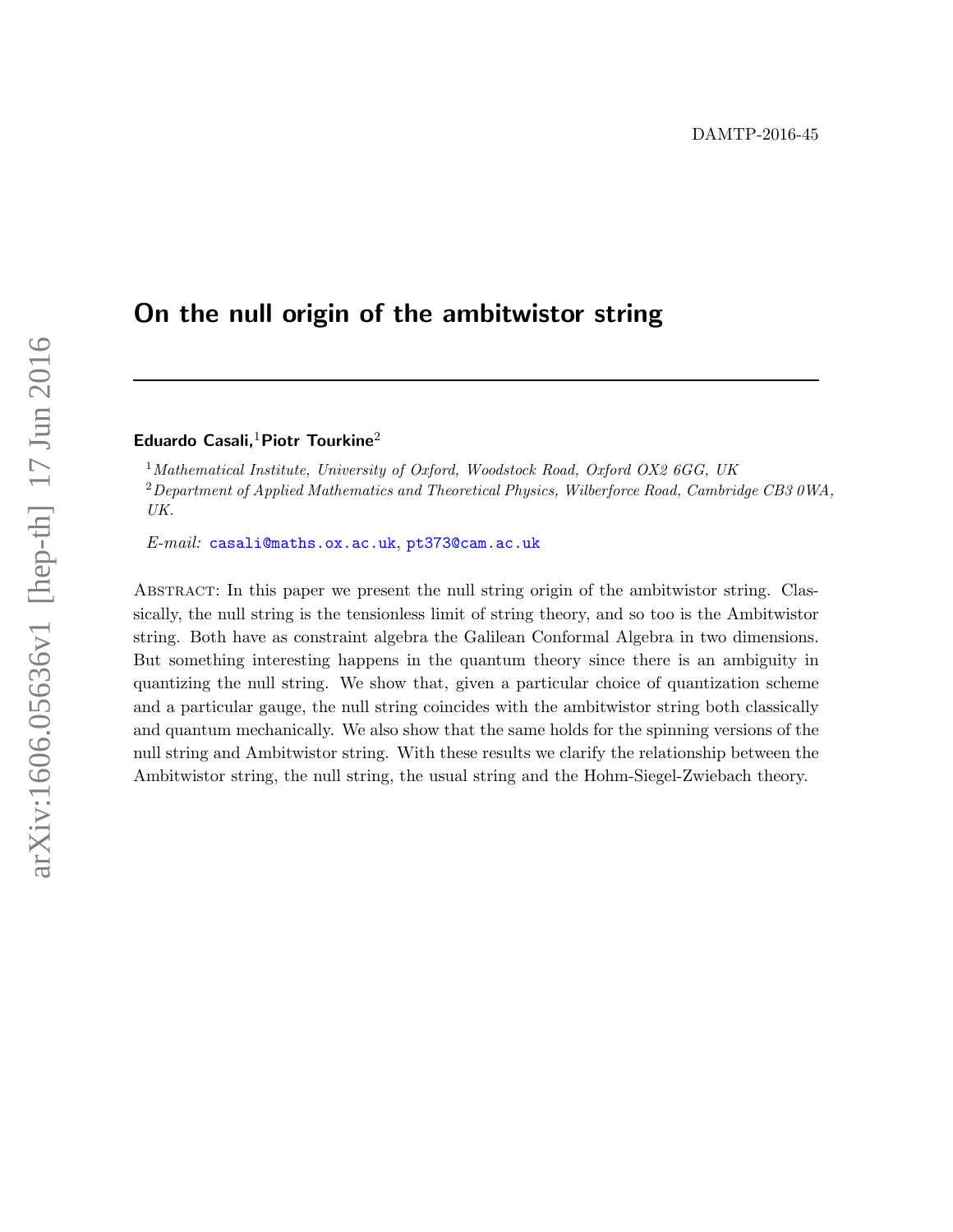DAMTP-2016-45

# On the null origin of the ambitwistor string

**Eduardo Casali,**[1] **Piotr Tourkine**[2]

[1] *Mathematical Institute, University of Oxford, Woodstock Road, Oxford OX2 6GG, UK*

[2] *Department of Applied Mathematics and Theoretical Physics, Wilberforce Road, Cambridge CB3 0WA, UK.*

*E-mail:* casali@maths.ox.ac.uk, pt373@cam.ac.uk

Abstract: In this paper we present the null string origin of the ambitwistor string. Classically, the null string is the tensionless limit of string theory, and so too is the Ambitwistor string. Both have as constraint algebra the Galilean Conformal Algebra in two dimensions. But something interesting happens in the quantum theory since there is an ambiguity in quantizing the null string. We show that, given a particular choice of quantization scheme and a particular gauge, the null string coincides with the ambitwistor string both classically and quantum mechanically. We also show that the same holds for the spinning versions of the null string and Ambitwistor string. With these results we clarify the relationship between the Ambitwistor string, the null string, the usual string and the Hohm-Siegel-Zwiebach theory.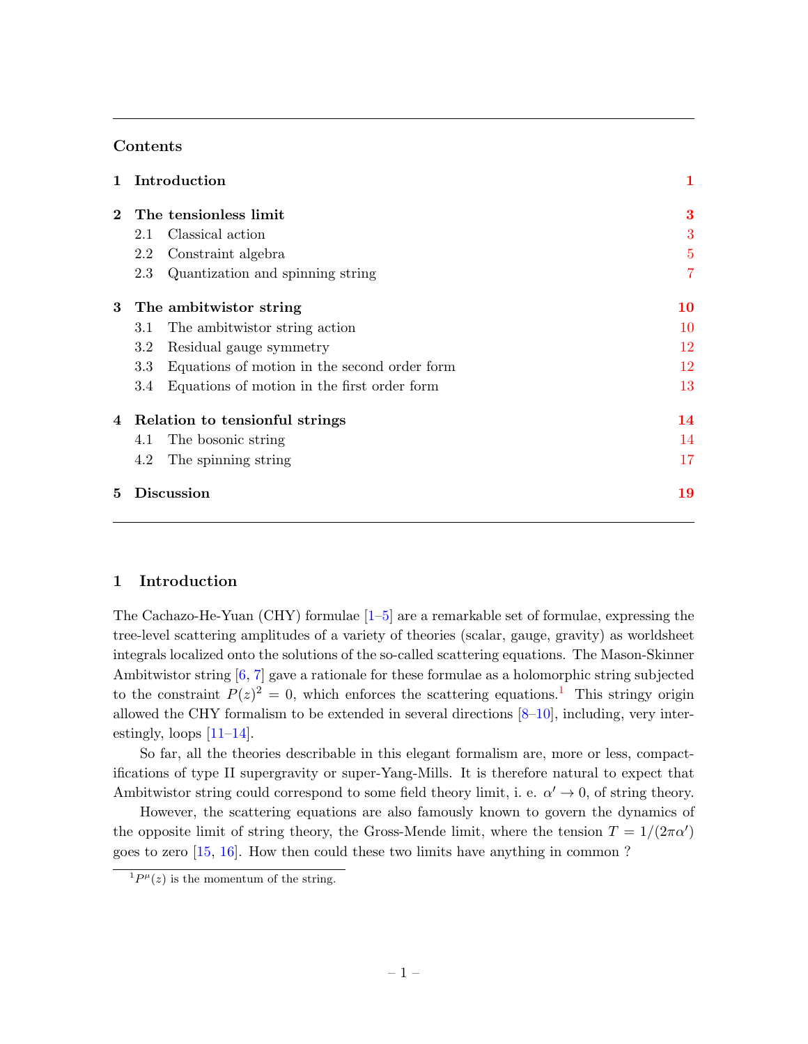## Contents

| | | |
|---|---|---|
| **1** | **Introduction** | **1** |
| **2** | **The tensionless limit** | **3** |
| | 2.1 Classical action | 3 |
| | 2.2 Constraint algebra | 5 |
| | 2.3 Quantization and spinning string | 7 |
| **3** | **The ambitwistor string** | **10** |
| | 3.1 The ambitwistor string action | 10 |
| | 3.2 Residual gauge symmetry | 12 |
| | 3.3 Equations of motion in the second order form | 12 |
| | 3.4 Equations of motion in the first order form | 13 |
| **4** | **Relation to tensionful strings** | **14** |
| | 4.1 The bosonic string | 14 |
| | 4.2 The spinning string | 17 |
| **5** | **Discussion** | **19** |

## 1 Introduction

The Cachazo-He-Yuan (CHY) formulae [1–5] are a remarkable set of formulae, expressing the tree-level scattering amplitudes of a variety of theories (scalar, gauge, gravity) as worldsheet integrals localized onto the solutions of the so-called scattering equations. The Mason-Skinner Ambitwistor string [6, 7] gave a rationale for these formulae as a holomorphic string subjected to the constraint $P(z)^2 = 0$, which enforces the scattering equations.[1] This stringy origin allowed the CHY formalism to be extended in several directions [8–10], including, very interestingly, loops [11–14].

So far, all the theories describable in this elegant formalism are, more or less, compactifications of type II supergravity or super-Yang-Mills. It is therefore natural to expect that Ambitwistor string could correspond to some field theory limit, i. e. $\alpha' \to 0$, of string theory.

However, the scattering equations are also famously known to govern the dynamics of the opposite limit of string theory, the Gross-Mende limit, where the tension $T = 1/(2\pi\alpha')$ goes to zero [15, 16]. How then could these two limits have anything in common ?

[1] $P^\mu(z)$ is the momentum of the string.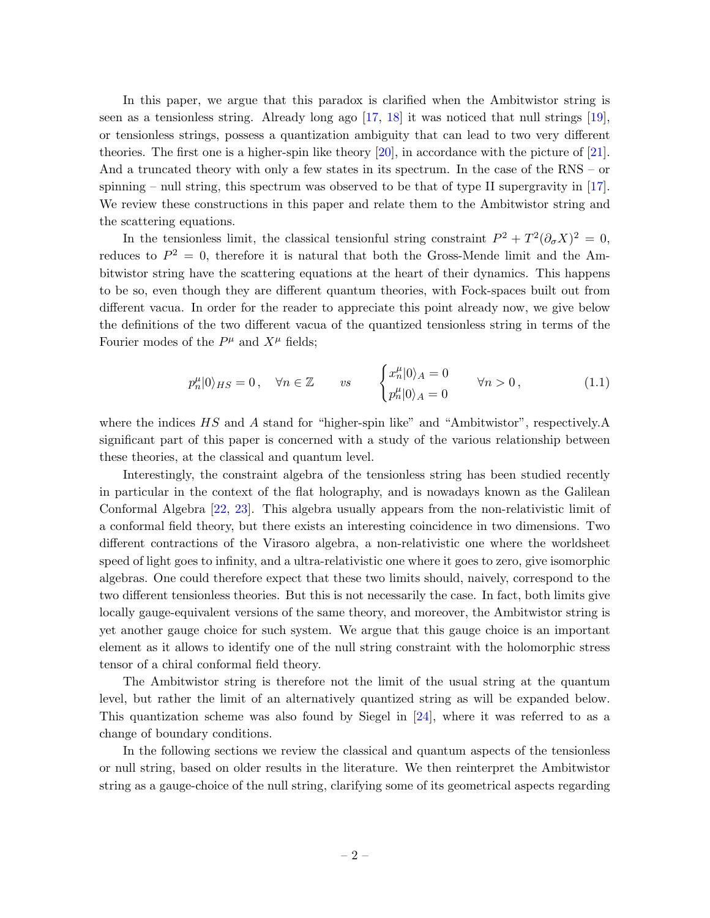In this paper, we argue that this paradox is clarified when the Ambitwistor string is seen as a tensionless string. Already long ago [17, 18] it was noticed that null strings [19], or tensionless strings, possess a quantization ambiguity that can lead to two very different theories. The first one is a higher-spin like theory [20], in accordance with the picture of [21]. And a truncated theory with only a few states in its spectrum. In the case of the RNS – or spinning – null string, this spectrum was observed to be that of type II supergravity in [17]. We review these constructions in this paper and relate them to the Ambitwistor string and the scattering equations.

In the tensionless limit, the classical tensionful string constraint $P^2 + T^2(\partial_\sigma X)^2 = 0$, reduces to $P^2 = 0$, therefore it is natural that both the Gross-Mende limit and the Ambitwistor string have the scattering equations at the heart of their dynamics. This happens to be so, even though they are different quantum theories, with Fock-spaces built out from different vacua. In order for the reader to appreciate this point already now, we give below the definitions of the two different vacua of the quantized tensionless string in terms of the Fourier modes of the $P^\mu$ and $X^\mu$ fields;

$$p_n^\mu |0\rangle_{HS} = 0\,, \quad \forall n \in \mathbb{Z} \qquad vs \qquad \begin{cases} x_n^\mu |0\rangle_A = 0 \\ p_n^\mu |0\rangle_A = 0 \end{cases} \qquad \forall n > 0\,, \tag{1.1}$$

where the indices $HS$ and $A$ stand for "higher-spin like" and "Ambitwistor", respectively.A significant part of this paper is concerned with a study of the various relationship between these theories, at the classical and quantum level.

Interestingly, the constraint algebra of the tensionless string has been studied recently in particular in the context of the flat holography, and is nowadays known as the Galilean Conformal Algebra [22, 23]. This algebra usually appears from the non-relativistic limit of a conformal field theory, but there exists an interesting coincidence in two dimensions. Two different contractions of the Virasoro algebra, a non-relativistic one where the worldsheet speed of light goes to infinity, and a ultra-relativistic one where it goes to zero, give isomorphic algebras. One could therefore expect that these two limits should, naively, correspond to the two different tensionless theories. But this is not necessarily the case. In fact, both limits give locally gauge-equivalent versions of the same theory, and moreover, the Ambitwistor string is yet another gauge choice for such system. We argue that this gauge choice is an important element as it allows to identify one of the null string constraint with the holomorphic stress tensor of a chiral conformal field theory.

The Ambitwistor string is therefore not the limit of the usual string at the quantum level, but rather the limit of an alternatively quantized string as will be expanded below. This quantization scheme was also found by Siegel in [24], where it was referred to as a change of boundary conditions.

In the following sections we review the classical and quantum aspects of the tensionless or null string, based on older results in the literature. We then reinterpret the Ambitwistor string as a gauge-choice of the null string, clarifying some of its geometrical aspects regarding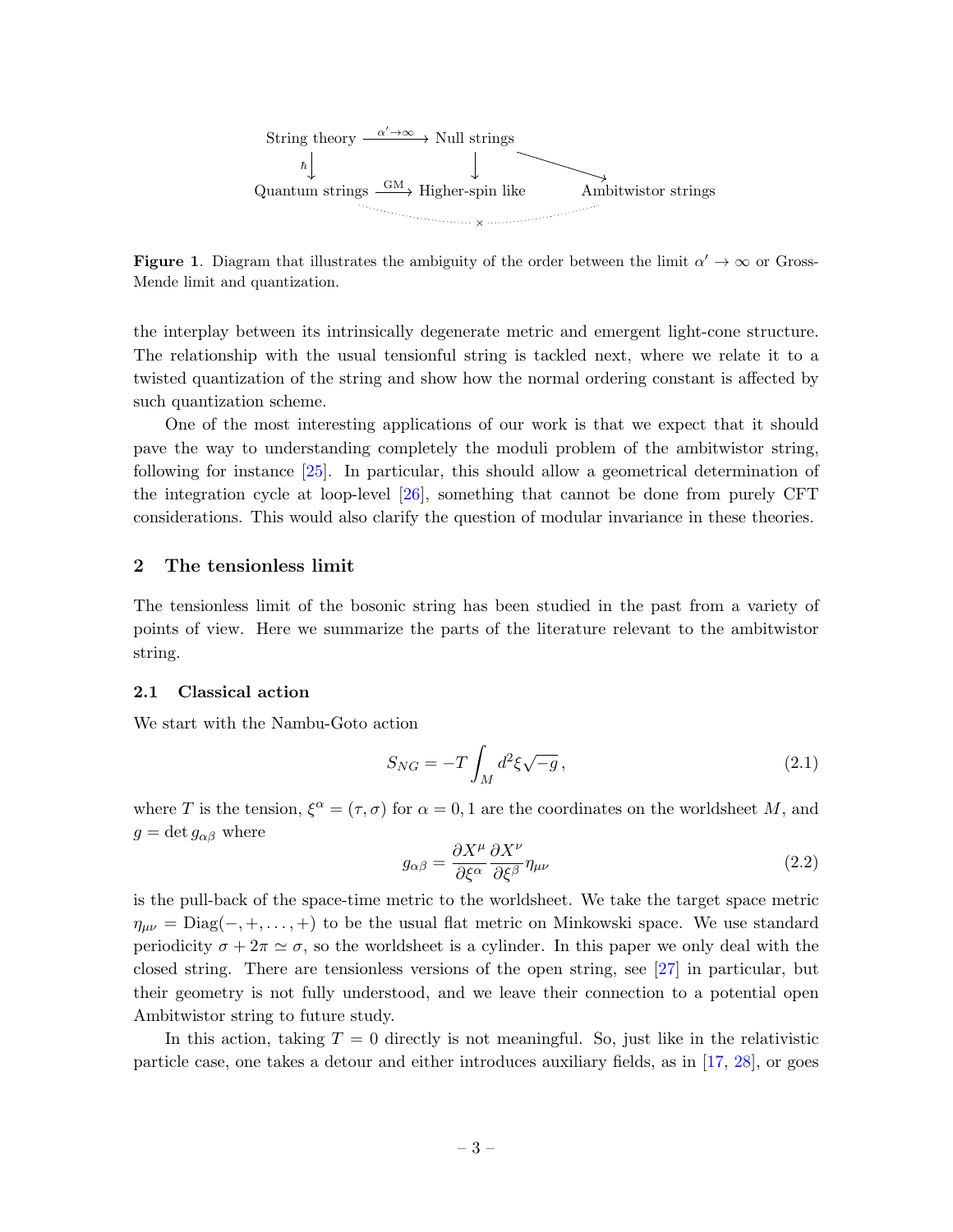$$
\begin{array}{ccccc}
\text{String theory} & \xrightarrow{\alpha'\to\infty} & \text{Null strings} & & \\
\downarrow \hbar & & \downarrow & \searrow & \\
\text{Quantum strings} & \xrightarrow{\text{GM}} & \text{Higher-spin like} & & \text{Ambitwistor strings}
\end{array}
$$

**Figure 1**. Diagram that illustrates the ambiguity of the order between the limit $\alpha' \to \infty$ or Gross-Mende limit and quantization.

the interplay between its intrinsically degenerate metric and emergent light-cone structure. The relationship with the usual tensionful string is tackled next, where we relate it to a twisted quantization of the string and show how the normal ordering constant is affected by such quantization scheme.

One of the most interesting applications of our work is that we expect that it should pave the way to understanding completely the moduli problem of the ambitwistor string, following for instance [25]. In particular, this should allow a geometrical determination of the integration cycle at loop-level [26], something that cannot be done from purely CFT considerations. This would also clarify the question of modular invariance in these theories.

## 2 The tensionless limit

The tensionless limit of the bosonic string has been studied in the past from a variety of points of view. Here we summarize the parts of the literature relevant to the ambitwistor string.

### 2.1 Classical action

We start with the Nambu-Goto action

$$
S_{NG} = -T \int_M d^2\xi \sqrt{-g}\,, \tag{2.1}
$$

where $T$ is the tension, $\xi^\alpha = (\tau, \sigma)$ for $\alpha = 0, 1$ are the coordinates on the worldsheet $M$, and $g = \det g_{\alpha\beta}$ where

$$
g_{\alpha\beta} = \frac{\partial X^\mu}{\partial \xi^\alpha} \frac{\partial X^\nu}{\partial \xi^\beta} \eta_{\mu\nu} \tag{2.2}
$$

is the pull-back of the space-time metric to the worldsheet. We take the target space metric $\eta_{\mu\nu} = \text{Diag}(-, +, \ldots, +)$ to be the usual flat metric on Minkowski space. We use standard periodicity $\sigma + 2\pi \simeq \sigma$, so the worldsheet is a cylinder. In this paper we only deal with the closed string. There are tensionless versions of the open string, see [27] in particular, but their geometry is not fully understood, and we leave their connection to a potential open Ambitwistor string to future study.

In this action, taking $T = 0$ directly is not meaningful. So, just like in the relativistic particle case, one takes a detour and either introduces auxiliary fields, as in [17, 28], or goes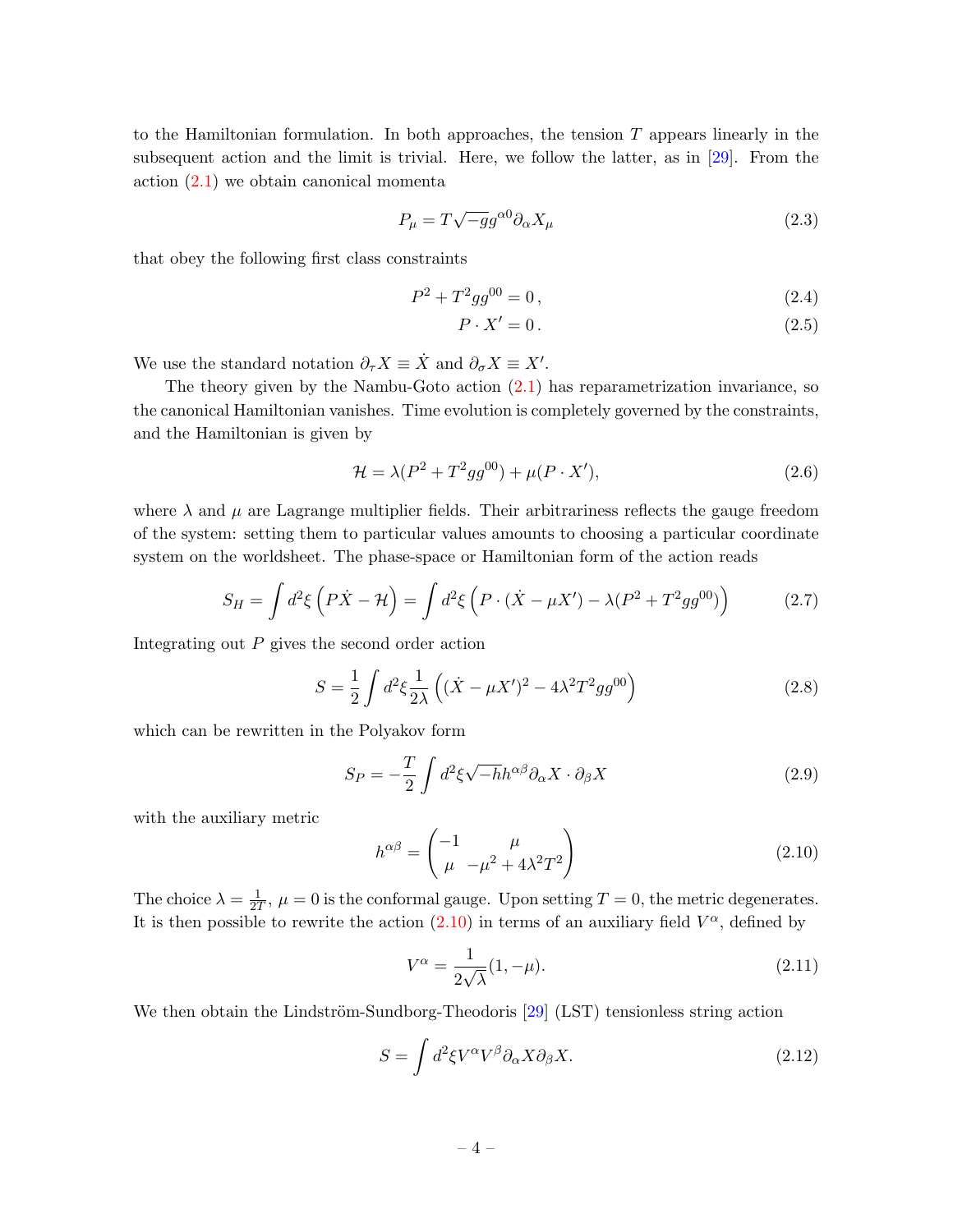to the Hamiltonian formulation. In both approaches, the tension $T$ appears linearly in the subsequent action and the limit is trivial. Here, we follow the latter, as in [29]. From the action (2.1) we obtain canonical momenta

$$P_\mu = T\sqrt{-g}g^{\alpha 0}\partial_\alpha X_\mu \tag{2.3}$$

that obey the following first class constraints

$$P^2 + T^2 g g^{00} = 0\,, \tag{2.4}$$

$$P \cdot X' = 0\,. \tag{2.5}$$

We use the standard notation $\partial_\tau X \equiv \dot{X}$ and $\partial_\sigma X \equiv X'$.

The theory given by the Nambu-Goto action (2.1) has reparametrization invariance, so the canonical Hamiltonian vanishes. Time evolution is completely governed by the constraints, and the Hamiltonian is given by

$$\mathcal{H} = \lambda(P^2 + T^2 g g^{00}) + \mu(P \cdot X'), \tag{2.6}$$

where $\lambda$ and $\mu$ are Lagrange multiplier fields. Their arbitrariness reflects the gauge freedom of the system: setting them to particular values amounts to choosing a particular coordinate system on the worldsheet. The phase-space or Hamiltonian form of the action reads

$$S_H = \int d^2\xi \left(P\dot{X} - \mathcal{H}\right) = \int d^2\xi \left(P \cdot (\dot{X} - \mu X') - \lambda(P^2 + T^2 g g^{00})\right) \tag{2.7}$$

Integrating out $P$ gives the second order action

$$S = \frac{1}{2}\int d^2\xi \frac{1}{2\lambda}\left((\dot{X} - \mu X')^2 - 4\lambda^2 T^2 g g^{00}\right) \tag{2.8}$$

which can be rewritten in the Polyakov form

$$S_P = -\frac{T}{2}\int d^2\xi \sqrt{-h}h^{\alpha\beta}\partial_\alpha X \cdot \partial_\beta X \tag{2.9}$$

with the auxiliary metric

$$h^{\alpha\beta} = \begin{pmatrix} -1 & \mu \\ \mu & -\mu^2 + 4\lambda^2 T^2 \end{pmatrix} \tag{2.10}$$

The choice $\lambda = \frac{1}{2T}$, $\mu = 0$ is the conformal gauge. Upon setting $T = 0$, the metric degenerates. It is then possible to rewrite the action (2.10) in terms of an auxiliary field $V^\alpha$, defined by

$$V^\alpha = \frac{1}{2\sqrt{\lambda}}(1, -\mu). \tag{2.11}$$

We then obtain the Lindström-Sundborg-Theodoris [29] (LST) tensionless string action

$$S = \int d^2\xi V^\alpha V^\beta \partial_\alpha X \partial_\beta X. \tag{2.12}$$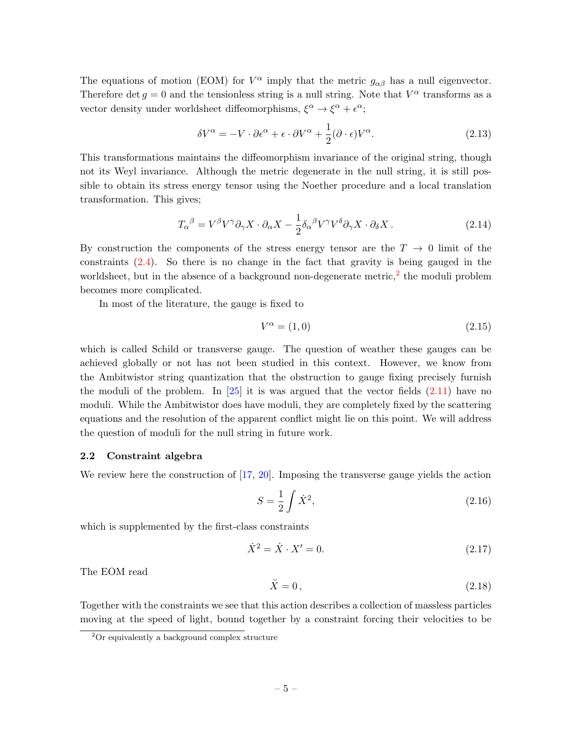The equations of motion (EOM) for $V^\alpha$ imply that the metric $g_{\alpha\beta}$ has a null eigenvector. Therefore $\det g = 0$ and the tensionless string is a null string. Note that $V^\alpha$ transforms as a vector density under worldsheet diffeomorphisms, $\xi^\alpha \to \xi^\alpha + \epsilon^\alpha$;

$$\delta V^\alpha = -V \cdot \partial \epsilon^\alpha + \epsilon \cdot \partial V^\alpha + \frac{1}{2}(\partial \cdot \epsilon) V^\alpha. \tag{2.13}$$

This transformations maintains the diffeomorphism invariance of the original string, though not its Weyl invariance. Although the metric degenerate in the null string, it is still possible to obtain its stress energy tensor using the Noether procedure and a local translation transformation. This gives;

$$T_\alpha{}^\beta = V^\beta V^\gamma \partial_\gamma X \cdot \partial_\alpha X - \frac{1}{2}\delta_\alpha{}^\beta V^\gamma V^\delta \partial_\gamma X \cdot \partial_\delta X\,. \tag{2.14}$$

By construction the components of the stress energy tensor are the $T \to 0$ limit of the constraints (2.4). So there is no change in the fact that gravity is being gauged in the worldsheet, but in the absence of a background non-degenerate metric,[2] the moduli problem becomes more complicated.

In most of the literature, the gauge is fixed to

$$V^\alpha = (1, 0) \tag{2.15}$$

which is called Schild or transverse gauge. The question of weather these gauges can be achieved globally or not has not been studied in this context. However, we know from the Ambitwistor string quantization that the obstruction to gauge fixing precisely furnish the moduli of the problem. In [25] it is was argued that the vector fields (2.11) have no moduli. While the Ambitwistor does have moduli, they are completely fixed by the scattering equations and the resolution of the apparent conflict might lie on this point. We will address the question of moduli for the null string in future work.

### 2.2 Constraint algebra

We review here the construction of [17, 20]. Imposing the transverse gauge yields the action

$$S = \frac{1}{2}\int \dot{X}^2, \tag{2.16}$$

which is supplemented by the first-class constraints

$$\dot{X}^2 = \dot{X} \cdot X' = 0. \tag{2.17}$$

The EOM read

$$\ddot{X} = 0\,, \tag{2.18}$$

Together with the constraints we see that this action describes a collection of massless particles moving at the speed of light, bound together by a constraint forcing their velocities to be

[2] Or equivalently a background complex structure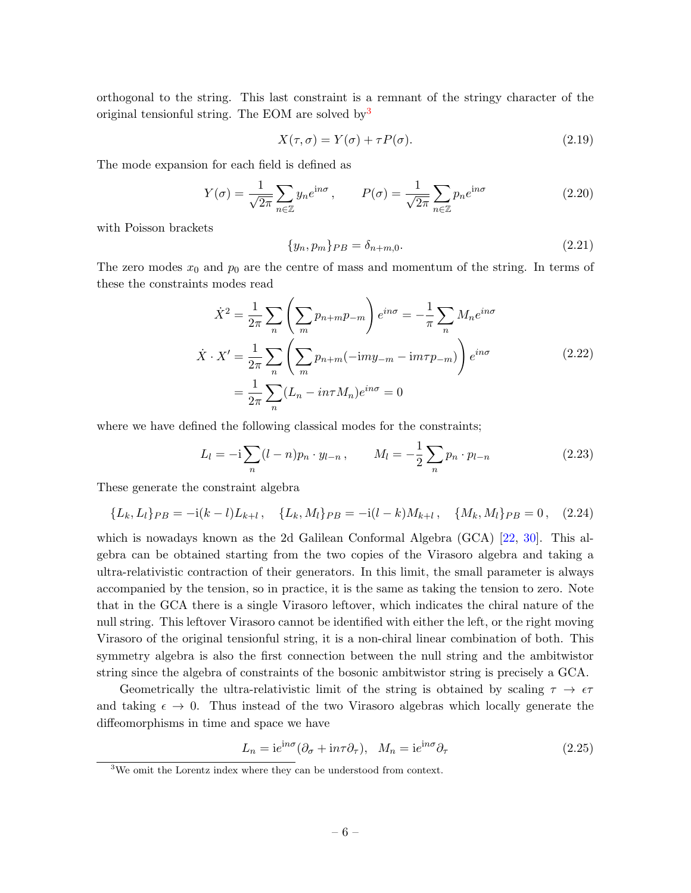orthogonal to the string. This last constraint is a remnant of the stringy character of the original tensionful string. The EOM are solved by[3]

$$X(\tau, \sigma) = Y(\sigma) + \tau P(\sigma). \tag{2.19}$$

The mode expansion for each field is defined as

$$Y(\sigma) = \frac{1}{\sqrt{2\pi}} \sum_{n\in\mathbb{Z}} y_n e^{\mathrm{i}n\sigma}, \qquad P(\sigma) = \frac{1}{\sqrt{2\pi}} \sum_{n\in\mathbb{Z}} p_n e^{\mathrm{i}n\sigma} \tag{2.20}$$

with Poisson brackets

$$\{y_n, p_m\}_{PB} = \delta_{n+m,0}. \tag{2.21}$$

The zero modes $x_0$ and $p_0$ are the centre of mass and momentum of the string. In terms of these the constraints modes read

$$\begin{aligned}
\dot{X}^2 &= \frac{1}{2\pi} \sum_n \left( \sum_m p_{n+m} p_{-m} \right) e^{in\sigma} = -\frac{1}{\pi} \sum_n M_n e^{in\sigma} \\
\dot{X} \cdot X' &= \frac{1}{2\pi} \sum_n \left( \sum_m p_{n+m} (-\mathrm{i}m y_{-m} - \mathrm{i}m\tau p_{-m}) \right) e^{in\sigma} \\
&= \frac{1}{2\pi} \sum_n (L_n - in\tau M_n) e^{in\sigma} = 0
\end{aligned} \tag{2.22}$$

where we have defined the following classical modes for the constraints;

$$L_l = -\mathrm{i} \sum_n (l-n) p_n \cdot y_{l-n}, \qquad M_l = -\frac{1}{2} \sum_n p_n \cdot p_{l-n} \tag{2.23}$$

These generate the constraint algebra

$$\{L_k, L_l\}_{PB} = -\mathrm{i}(k-l) L_{k+l}, \quad \{L_k, M_l\}_{PB} = -\mathrm{i}(l-k) M_{k+l}, \quad \{M_k, M_l\}_{PB} = 0, \tag{2.24}$$

which is nowadays known as the 2d Galilean Conformal Algebra (GCA) [22, 30]. This algebra can be obtained starting from the two copies of the Virasoro algebra and taking a ultra-relativistic contraction of their generators. In this limit, the small parameter is always accompanied by the tension, so in practice, it is the same as taking the tension to zero. Note that in the GCA there is a single Virasoro leftover, which indicates the chiral nature of the null string. This leftover Virasoro cannot be identified with either the left, or the right moving Virasoro of the original tensionful string, it is a non-chiral linear combination of both. This symmetry algebra is also the first connection between the null string and the ambitwistor string since the algebra of constraints of the bosonic ambitwistor string is precisely a GCA.

Geometrically the ultra-relativistic limit of the string is obtained by scaling $\tau \to \epsilon\tau$ and taking $\epsilon \to 0$. Thus instead of the two Virasoro algebras which locally generate the diffeomorphisms in time and space we have

$$L_n = \mathrm{i}e^{\mathrm{i}n\sigma}(\partial_\sigma + \mathrm{i}n\tau\partial_\tau), \quad M_n = \mathrm{i}e^{\mathrm{i}n\sigma}\partial_\tau \tag{2.25}$$

[3] We omit the Lorentz index where they can be understood from context.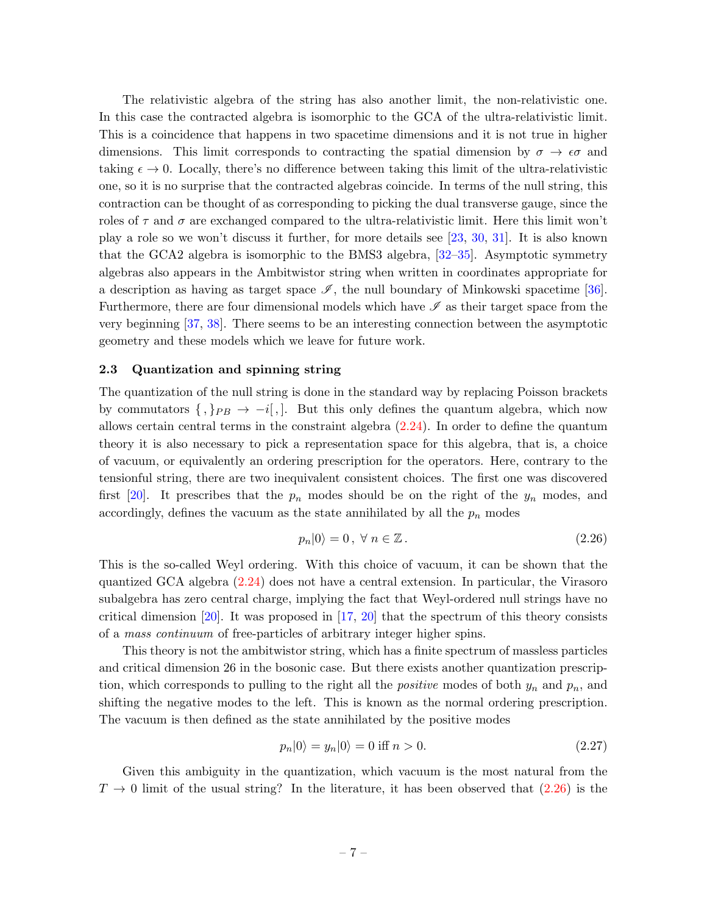The relativistic algebra of the string has also another limit, the non-relativistic one. In this case the contracted algebra is isomorphic to the GCA of the ultra-relativistic limit. This is a coincidence that happens in two spacetime dimensions and it is not true in higher dimensions. This limit corresponds to contracting the spatial dimension by $\sigma \to \epsilon\sigma$ and taking $\epsilon \to 0$. Locally, there's no difference between taking this limit of the ultra-relativistic one, so it is no surprise that the contracted algebras coincide. In terms of the null string, this contraction can be thought of as corresponding to picking the dual transverse gauge, since the roles of $\tau$ and $\sigma$ are exchanged compared to the ultra-relativistic limit. Here this limit won't play a role so we won't discuss it further, for more details see [23, 30, 31]. It is also known that the GCA2 algebra is isomorphic to the BMS3 algebra, [32–35]. Asymptotic symmetry algebras also appears in the Ambitwistor string when written in coordinates appropriate for a description as having as target space $\mathscr{I}$, the null boundary of Minkowski spacetime [36]. Furthermore, there are four dimensional models which have $\mathscr{I}$ as their target space from the very beginning [37, 38]. There seems to be an interesting connection between the asymptotic geometry and these models which we leave for future work.

### 2.3 Quantization and spinning string

The quantization of the null string is done in the standard way by replacing Poisson brackets by commutators $\{\,,\}_{PB} \to -i[\,,]$. But this only defines the quantum algebra, which now allows certain central terms in the constraint algebra (2.24). In order to define the quantum theory it is also necessary to pick a representation space for this algebra, that is, a choice of vacuum, or equivalently an ordering prescription for the operators. Here, contrary to the tensionful string, there are two inequivalent consistent choices. The first one was discovered first [20]. It prescribes that the $p_n$ modes should be on the right of the $y_n$ modes, and accordingly, defines the vacuum as the state annihilated by all the $p_n$ modes

$$p_n|0\rangle = 0\,,\ \forall\, n \in \mathbb{Z}\,. \tag{2.26}$$

This is the so-called Weyl ordering. With this choice of vacuum, it can be shown that the quantized GCA algebra (2.24) does not have a central extension. In particular, the Virasoro subalgebra has zero central charge, implying the fact that Weyl-ordered null strings have no critical dimension [20]. It was proposed in [17, 20] that the spectrum of this theory consists of a *mass continuum* of free-particles of arbitrary integer higher spins.

This theory is not the ambitwistor string, which has a finite spectrum of massless particles and critical dimension 26 in the bosonic case. But there exists another quantization prescription, which corresponds to pulling to the right all the *positive* modes of both $y_n$ and $p_n$, and shifting the negative modes to the left. This is known as the normal ordering prescription. The vacuum is then defined as the state annihilated by the positive modes

$$p_n|0\rangle = y_n|0\rangle = 0 \text{ iff } n > 0. \tag{2.27}$$

Given this ambiguity in the quantization, which vacuum is the most natural from the $T \to 0$ limit of the usual string? In the literature, it has been observed that (2.26) is the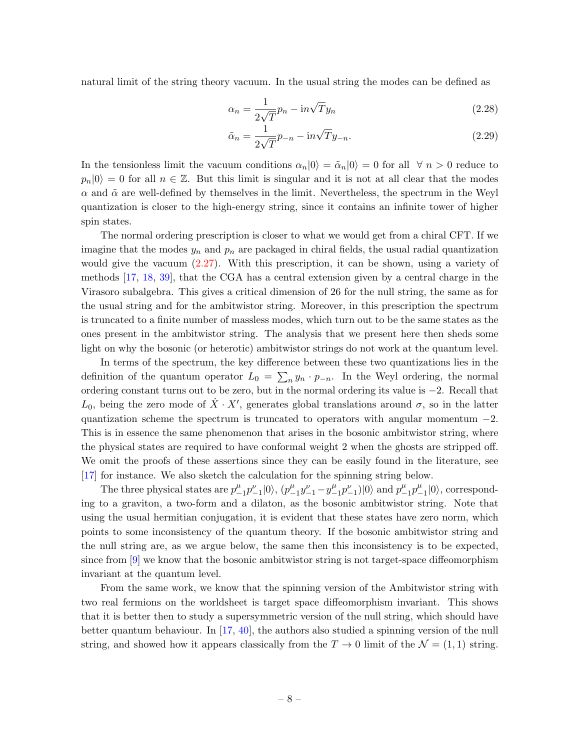natural limit of the string theory vacuum. In the usual string the modes can be defined as

$$\alpha_n = \frac{1}{2\sqrt{T}} p_n - in\sqrt{T} y_n \tag{2.28}$$

$$\tilde{\alpha}_n = \frac{1}{2\sqrt{T}} p_{-n} - in\sqrt{T} y_{-n}. \tag{2.29}$$

In the tensionless limit the vacuum conditions $\alpha_n|0\rangle = \tilde{\alpha}_n|0\rangle = 0$ for all $\forall\ n > 0$ reduce to $p_n|0\rangle = 0$ for all $n \in \mathbb{Z}$. But this limit is singular and it is not at all clear that the modes $\alpha$ and $\tilde{\alpha}$ are well-defined by themselves in the limit. Nevertheless, the spectrum in the Weyl quantization is closer to the high-energy string, since it contains an infinite tower of higher spin states.

The normal ordering prescription is closer to what we would get from a chiral CFT. If we imagine that the modes $y_n$ and $p_n$ are packaged in chiral fields, the usual radial quantization would give the vacuum (2.27). With this prescription, it can be shown, using a variety of methods [17, 18, 39], that the CGA has a central extension given by a central charge in the Virasoro subalgebra. This gives a critical dimension of 26 for the null string, the same as for the usual string and for the ambitwistor string. Moreover, in this prescription the spectrum is truncated to a finite number of massless modes, which turn out to be the same states as the ones present in the ambitwistor string. The analysis that we present here then sheds some light on why the bosonic (or heterotic) ambitwistor strings do not work at the quantum level.

In terms of the spectrum, the key difference between these two quantizations lies in the definition of the quantum operator $L_0 = \sum_n y_n \cdot p_{-n}$. In the Weyl ordering, the normal ordering constant turns out to be zero, but in the normal ordering its value is $-2$. Recall that $L_0$, being the zero mode of $\dot{X} \cdot X'$, generates global translations around $\sigma$, so in the latter quantization scheme the spectrum is truncated to operators with angular momentum $-2$. This is in essence the same phenomenon that arises in the bosonic ambitwistor string, where the physical states are required to have conformal weight 2 when the ghosts are stripped off. We omit the proofs of these assertions since they can be easily found in the literature, see [17] for instance. We also sketch the calculation for the spinning string below.

The three physical states are $p^\mu_{-1} p^\nu_{-1}|0\rangle$, $(p^\mu_{-1} y^\nu_{-1} - y^\mu_{-1} p^\nu_{-1})|0\rangle$ and $p^\mu_{-1} p^\mu_{-1}|0\rangle$, corresponding to a graviton, a two-form and a dilaton, as the bosonic ambitwistor string. Note that using the usual hermitian conjugation, it is evident that these states have zero norm, which points to some inconsistency of the quantum theory. If the bosonic ambitwistor string and the null string are, as we argue below, the same then this inconsistency is to be expected, since from [9] we know that the bosonic ambitwistor string is not target-space diffeomorphism invariant at the quantum level.

From the same work, we know that the spinning version of the Ambitwistor string with two real fermions on the worldsheet is target space diffeomorphism invariant. This shows that it is better then to study a supersymmetric version of the null string, which should have better quantum behaviour. In [17, 40], the authors also studied a spinning version of the null string, and showed how it appears classically from the $T \to 0$ limit of the $\mathcal{N} = (1, 1)$ string.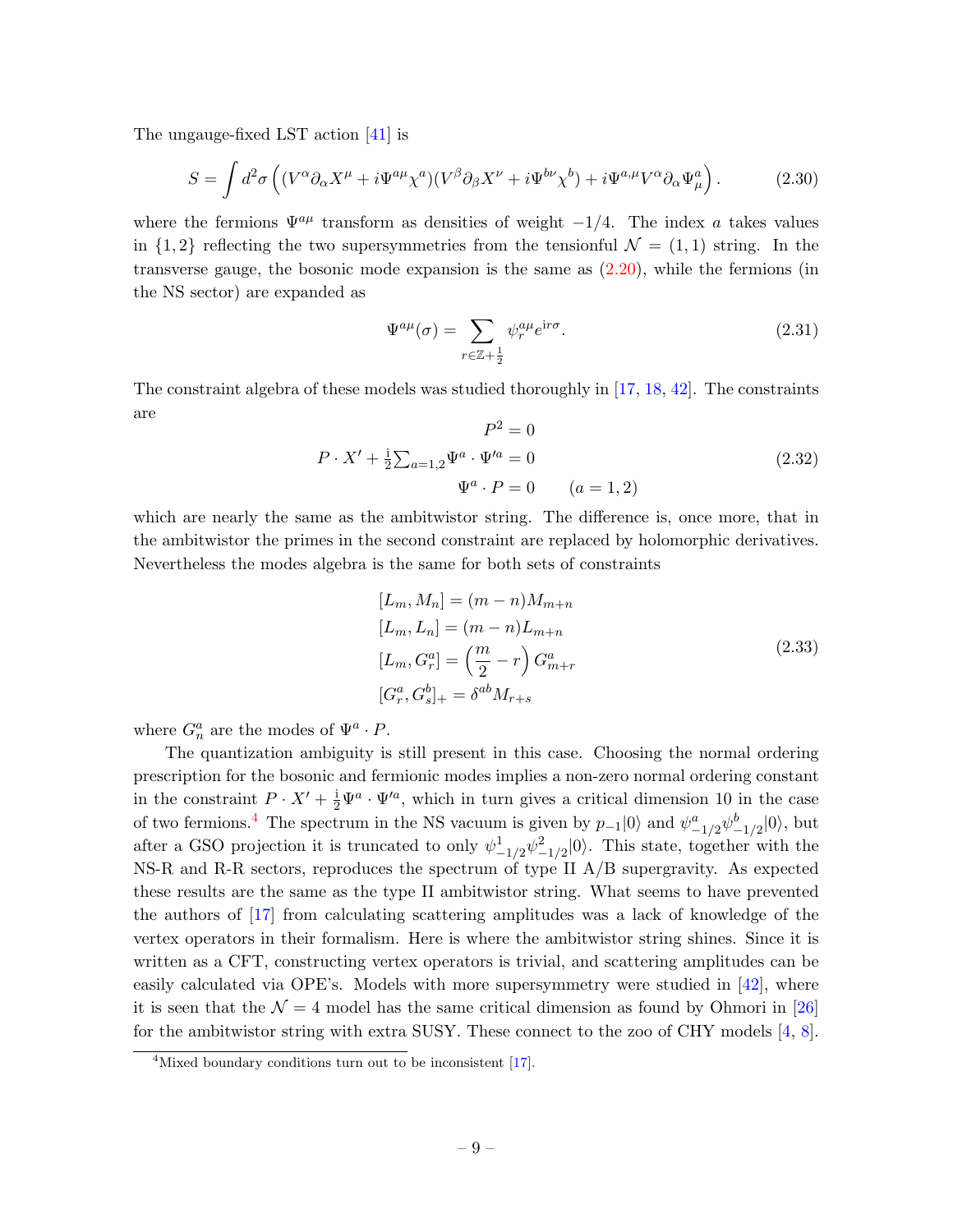The ungauge-fixed LST action [41] is

$$S = \int d^2\sigma \left( (V^\alpha \partial_\alpha X^\mu + i\Psi^{a\mu}\chi^a)(V^\beta \partial_\beta X^\nu + i\Psi^{b\nu}\chi^b) + i\Psi^{a,\mu} V^\alpha \partial_\alpha \Psi^a_\mu \right). \tag{2.30}$$

where the fermions $\Psi^{a\mu}$ transform as densities of weight $-1/4$. The index $a$ takes values in $\{1,2\}$ reflecting the two supersymmetries from the tensionful $\mathcal{N} = (1,1)$ string. In the transverse gauge, the bosonic mode expansion is the same as (2.20), while the fermions (in the NS sector) are expanded as

$$\Psi^{a\mu}(\sigma) = \sum_{r \in \mathbb{Z}+\frac{1}{2}} \psi^{a\mu}_r e^{\mathrm{i} r\sigma}. \tag{2.31}$$

The constraint algebra of these models was studied thoroughly in [17, 18, 42]. The constraints are

$$\begin{aligned} P^2 &= 0 \\ P \cdot X' + \tfrac{\mathrm{i}}{2}\textstyle\sum_{a=1,2} \Psi^a \cdot \Psi'^a &= 0 \\ \Psi^a \cdot P &= 0 \qquad (a = 1,2) \end{aligned} \tag{2.32}$$

which are nearly the same as the ambitwistor string. The difference is, once more, that in the ambitwistor the primes in the second constraint are replaced by holomorphic derivatives. Nevertheless the modes algebra is the same for both sets of constraints

$$\begin{aligned} [L_m, M_n] &= (m-n) M_{m+n} \\ [L_m, L_n] &= (m-n) L_{m+n} \\ [L_m, G^a_r] &= \left(\frac{m}{2} - r\right) G^a_{m+r} \\ [G^a_r, G^b_s]_+ &= \delta^{ab} M_{r+s} \end{aligned} \tag{2.33}$$

where $G^a_n$ are the modes of $\Psi^a \cdot P$.

The quantization ambiguity is still present in this case. Choosing the normal ordering prescription for the bosonic and fermionic modes implies a non-zero normal ordering constant in the constraint $P \cdot X' + \frac{\mathrm{i}}{2}\Psi^a \cdot \Psi'^a$, which in turn gives a critical dimension 10 in the case of two fermions.[4] The spectrum in the NS vacuum is given by $p_{-1}|0\rangle$ and $\psi^a_{-1/2}\psi^b_{-1/2}|0\rangle$, but after a GSO projection it is truncated to only $\psi^1_{-1/2}\psi^2_{-1/2}|0\rangle$. This state, together with the NS-R and R-R sectors, reproduces the spectrum of type II A/B supergravity. As expected these results are the same as the type II ambitwistor string. What seems to have prevented the authors of [17] from calculating scattering amplitudes was a lack of knowledge of the vertex operators in their formalism. Here is where the ambitwistor string shines. Since it is written as a CFT, constructing vertex operators is trivial, and scattering amplitudes can be easily calculated via OPE's. Models with more supersymmetry were studied in [42], where it is seen that the $\mathcal{N} = 4$ model has the same critical dimension as found by Ohmori in [26] for the ambitwistor string with extra SUSY. These connect to the zoo of CHY models [4, 8].

[4] Mixed boundary conditions turn out to be inconsistent [17].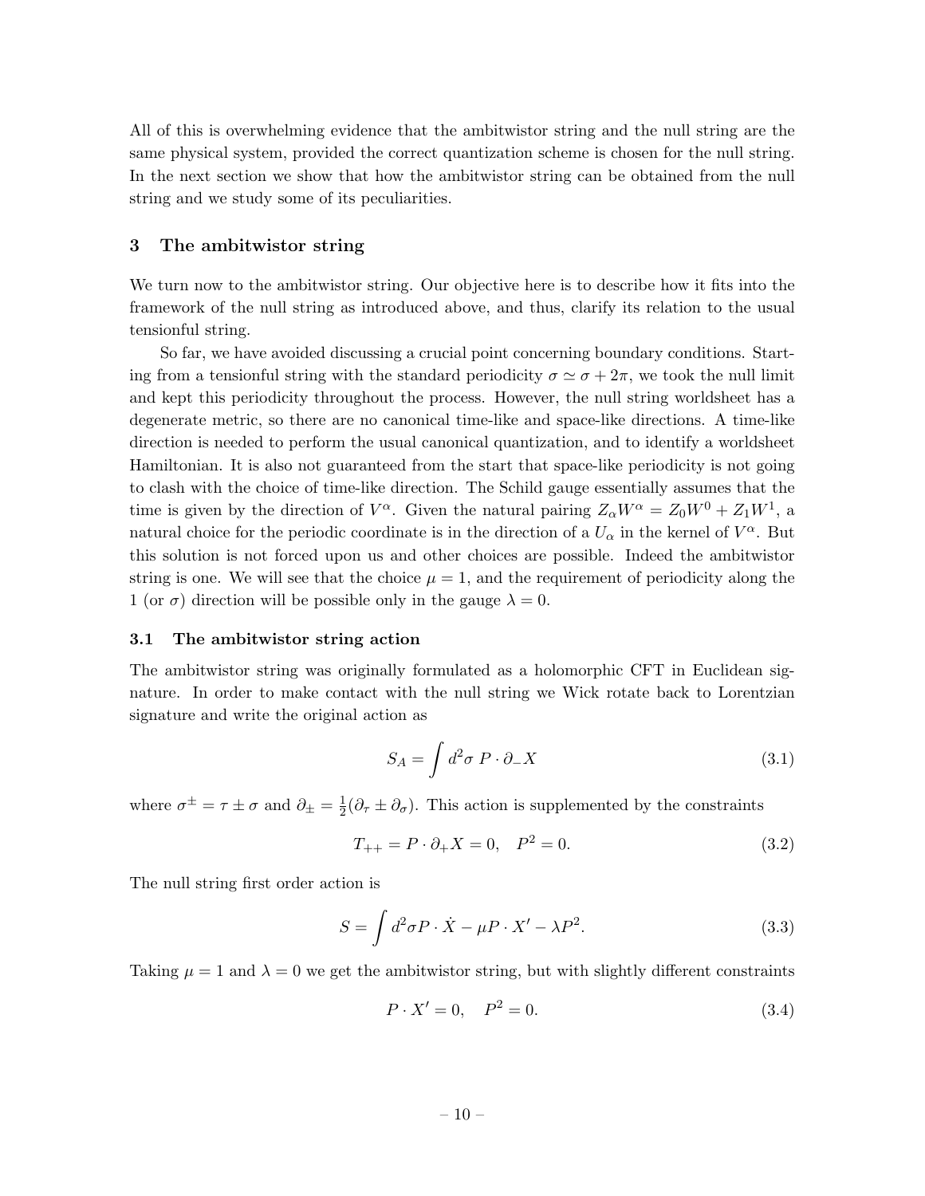All of this is overwhelming evidence that the ambitwistor string and the null string are the same physical system, provided the correct quantization scheme is chosen for the null string. In the next section we show that how the ambitwistor string can be obtained from the null string and we study some of its peculiarities.

# 3 The ambitwistor string

We turn now to the ambitwistor string. Our objective here is to describe how it fits into the framework of the null string as introduced above, and thus, clarify its relation to the usual tensionful string.

So far, we have avoided discussing a crucial point concerning boundary conditions. Starting from a tensionful string with the standard periodicity $\sigma \simeq \sigma + 2\pi$, we took the null limit and kept this periodicity throughout the process. However, the null string worldsheet has a degenerate metric, so there are no canonical time-like and space-like directions. A time-like direction is needed to perform the usual canonical quantization, and to identify a worldsheet Hamiltonian. It is also not guaranteed from the start that space-like periodicity is not going to clash with the choice of time-like direction. The Schild gauge essentially assumes that the time is given by the direction of $V^\alpha$. Given the natural pairing $Z_\alpha W^\alpha = Z_0 W^0 + Z_1 W^1$, a natural choice for the periodic coordinate is in the direction of a $U_\alpha$ in the kernel of $V^\alpha$. But this solution is not forced upon us and other choices are possible. Indeed the ambitwistor string is one. We will see that the choice $\mu = 1$, and the requirement of periodicity along the 1 (or $\sigma$) direction will be possible only in the gauge $\lambda = 0$.

## 3.1 The ambitwistor string action

The ambitwistor string was originally formulated as a holomorphic CFT in Euclidean signature. In order to make contact with the null string we Wick rotate back to Lorentzian signature and write the original action as

$$S_A = \int d^2\sigma \; P \cdot \partial_- X \tag{3.1}$$

where $\sigma^\pm = \tau \pm \sigma$ and $\partial_\pm = \frac{1}{2}(\partial_\tau \pm \partial_\sigma)$. This action is supplemented by the constraints

$$T_{++} = P \cdot \partial_+ X = 0, \quad P^2 = 0. \tag{3.2}$$

The null string first order action is

$$S = \int d^2\sigma P \cdot \dot{X} - \mu P \cdot X' - \lambda P^2. \tag{3.3}$$

Taking $\mu = 1$ and $\lambda = 0$ we get the ambitwistor string, but with slightly different constraints

$$P \cdot X' = 0, \quad P^2 = 0. \tag{3.4}$$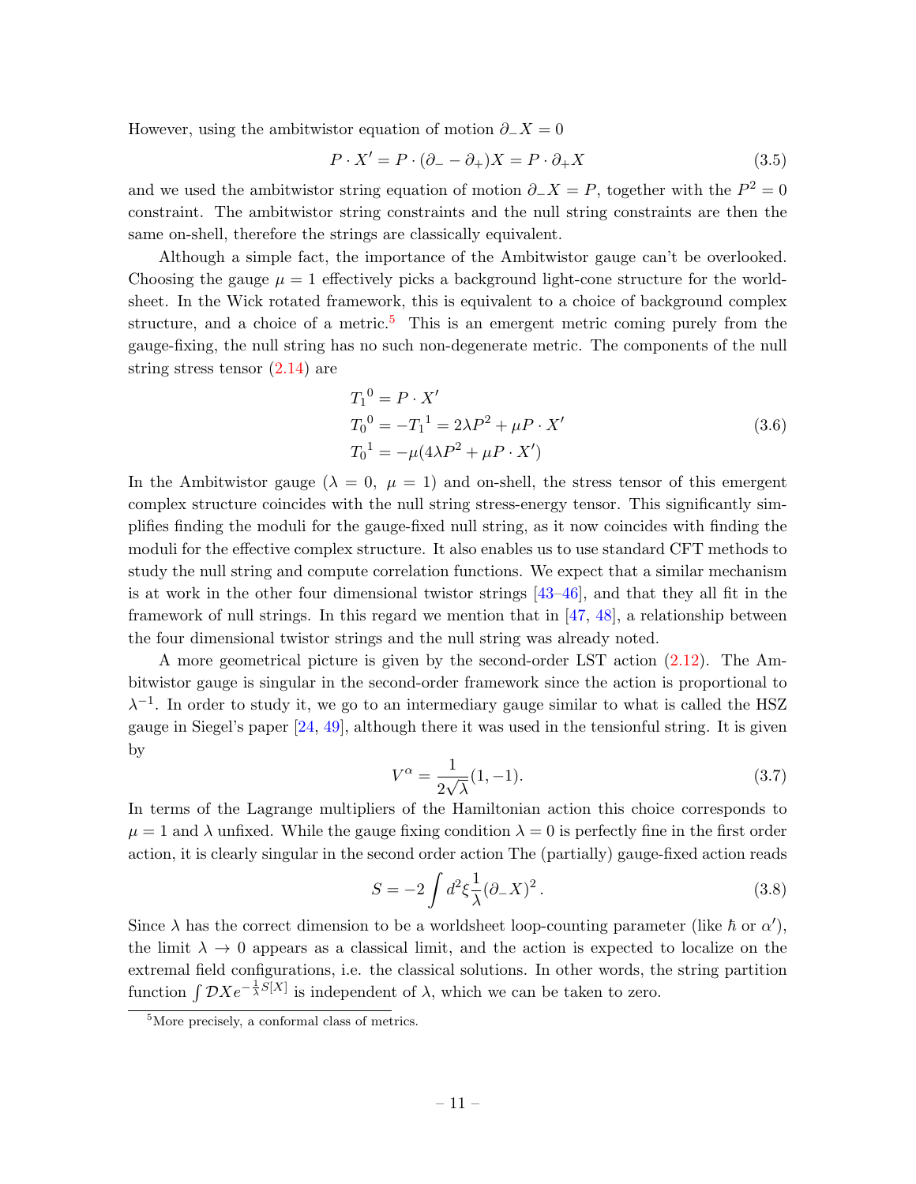However, using the ambitwistor equation of motion $\partial_- X = 0$

$$P \cdot X' = P \cdot (\partial_- - \partial_+) X = P \cdot \partial_+ X \tag{3.5}$$

and we used the ambitwistor string equation of motion $\partial_- X = P$, together with the $P^2 = 0$ constraint. The ambitwistor string constraints and the null string constraints are then the same on-shell, therefore the strings are classically equivalent.

Although a simple fact, the importance of the Ambitwistor gauge can't be overlooked. Choosing the gauge $\mu = 1$ effectively picks a background light-cone structure for the worldsheet. In the Wick rotated framework, this is equivalent to a choice of background complex structure, and a choice of a metric.[5] This is an emergent metric coming purely from the gauge-fixing, the null string has no such non-degenerate metric. The components of the null string stress tensor (2.14) are

$$\begin{aligned} T_1{}^0 &= P \cdot X' \\ T_0{}^0 = -T_1{}^1 &= 2\lambda P^2 + \mu P \cdot X' \\ T_0{}^1 &= -\mu(4\lambda P^2 + \mu P \cdot X') \end{aligned} \tag{3.6}$$

In the Ambitwistor gauge ($\lambda = 0,\ \mu = 1$) and on-shell, the stress tensor of this emergent complex structure coincides with the null string stress-energy tensor. This significantly simplifies finding the moduli for the gauge-fixed null string, as it now coincides with finding the moduli for the effective complex structure. It also enables us to use standard CFT methods to study the null string and compute correlation functions. We expect that a similar mechanism is at work in the other four dimensional twistor strings [43–46], and that they all fit in the framework of null strings. In this regard we mention that in [47, 48], a relationship between the four dimensional twistor strings and the null string was already noted.

A more geometrical picture is given by the second-order LST action (2.12). The Ambitwistor gauge is singular in the second-order framework since the action is proportional to $\lambda^{-1}$. In order to study it, we go to an intermediary gauge similar to what is called the HSZ gauge in Siegel's paper [24, 49], although there it was used in the tensionful string. It is given by

$$V^\alpha = \frac{1}{2\sqrt{\lambda}}(1, -1). \tag{3.7}$$

In terms of the Lagrange multipliers of the Hamiltonian action this choice corresponds to $\mu = 1$ and $\lambda$ unfixed. While the gauge fixing condition $\lambda = 0$ is perfectly fine in the first order action, it is clearly singular in the second order action The (partially) gauge-fixed action reads

$$S = -2 \int d^2\xi \frac{1}{\lambda} (\partial_- X)^2 \,. \tag{3.8}$$

Since $\lambda$ has the correct dimension to be a worldsheet loop-counting parameter (like $\hbar$ or $\alpha'$), the limit $\lambda \to 0$ appears as a classical limit, and the action is expected to localize on the extremal field configurations, i.e. the classical solutions. In other words, the string partition function $\int \mathcal{D}X e^{-\frac{1}{\lambda}S[X]}$ is independent of $\lambda$, which we can be taken to zero.

[5] More precisely, a conformal class of metrics.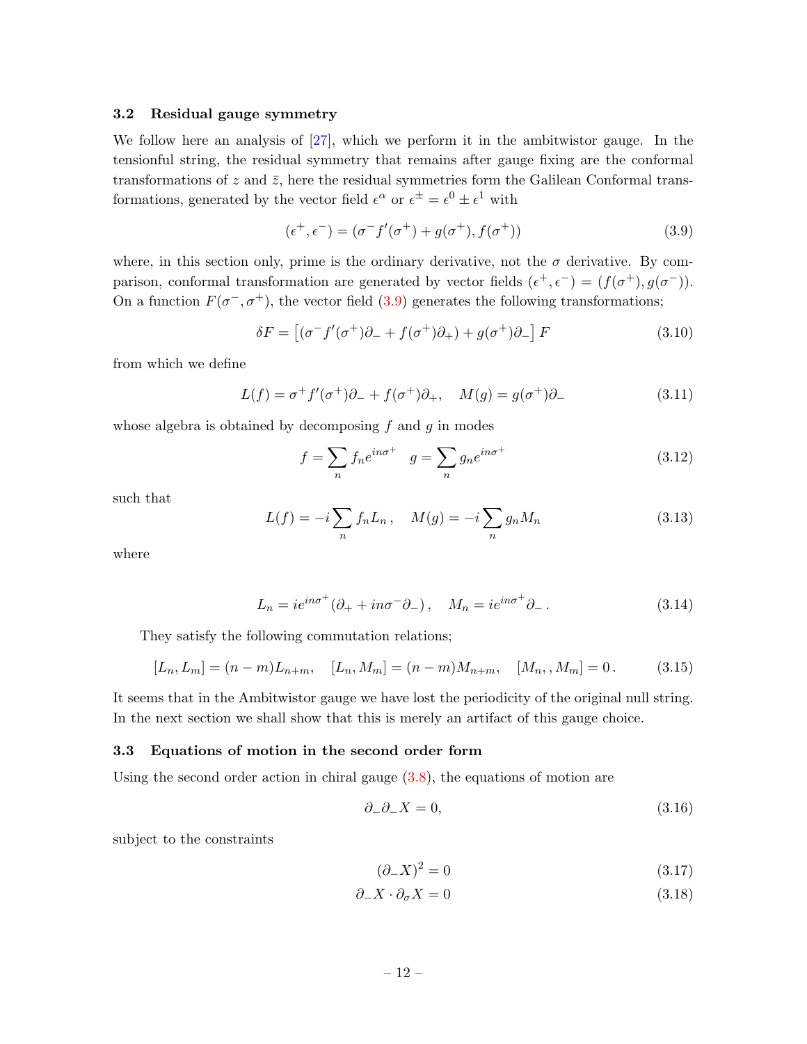### 3.2 Residual gauge symmetry

We follow here an analysis of [27], which we perform it in the ambitwistor gauge. In the tensionful string, the residual symmetry that remains after gauge fixing are the conformal transformations of $z$ and $\bar{z}$, here the residual symmetries form the Galilean Conformal transformations, generated by the vector field $\epsilon^\alpha$ or $\epsilon^\pm = \epsilon^0 \pm \epsilon^1$ with

$$
(\epsilon^+, \epsilon^-) = (\sigma^- f'(\sigma^+) + g(\sigma^+), f(\sigma^+)) \tag{3.9}
$$

where, in this section only, prime is the ordinary derivative, not the $\sigma$ derivative. By comparison, conformal transformation are generated by vector fields $(\epsilon^+, \epsilon^-) = (f(\sigma^+), g(\sigma^-))$. On a function $F(\sigma^-, \sigma^+)$, the vector field (3.9) generates the following transformations;

$$
\delta F = \left[ (\sigma^- f'(\sigma^+)\partial_- + f(\sigma^+)\partial_+) + g(\sigma^+)\partial_- \right] F \tag{3.10}
$$

from which we define

$$
L(f) = \sigma^+ f'(\sigma^+)\partial_- + f(\sigma^+)\partial_+, \quad M(g) = g(\sigma^+)\partial_- \tag{3.11}
$$

whose algebra is obtained by decomposing $f$ and $g$ in modes

$$
f = \sum_n f_n e^{in\sigma^+} \quad g = \sum_n g_n e^{in\sigma^+} \tag{3.12}
$$

such that

$$
L(f) = -i \sum_n f_n L_n \,, \quad M(g) = -i \sum_n g_n M_n \tag{3.13}
$$

where

$$
L_n = ie^{in\sigma^+}(\partial_+ + in\sigma^- \partial_-) \,, \quad M_n = ie^{in\sigma^+}\partial_- \,. \tag{3.14}
$$

They satisfy the following commutation relations;

$$
[L_n, L_m] = (n-m)L_{n+m}, \quad [L_n, M_m] = (n-m)M_{n+m}, \quad [M_n, , M_m] = 0 \,. \tag{3.15}
$$

It seems that in the Ambitwistor gauge we have lost the periodicity of the original null string. In the next section we shall show that this is merely an artifact of this gauge choice.

### 3.3 Equations of motion in the second order form

Using the second order action in chiral gauge (3.8), the equations of motion are

$$
\partial_- \partial_- X = 0, \tag{3.16}
$$

subject to the constraints

$$
(\partial_- X)^2 = 0 \tag{3.17}
$$

$$
\partial_- X \cdot \partial_\sigma X = 0 \tag{3.18}
$$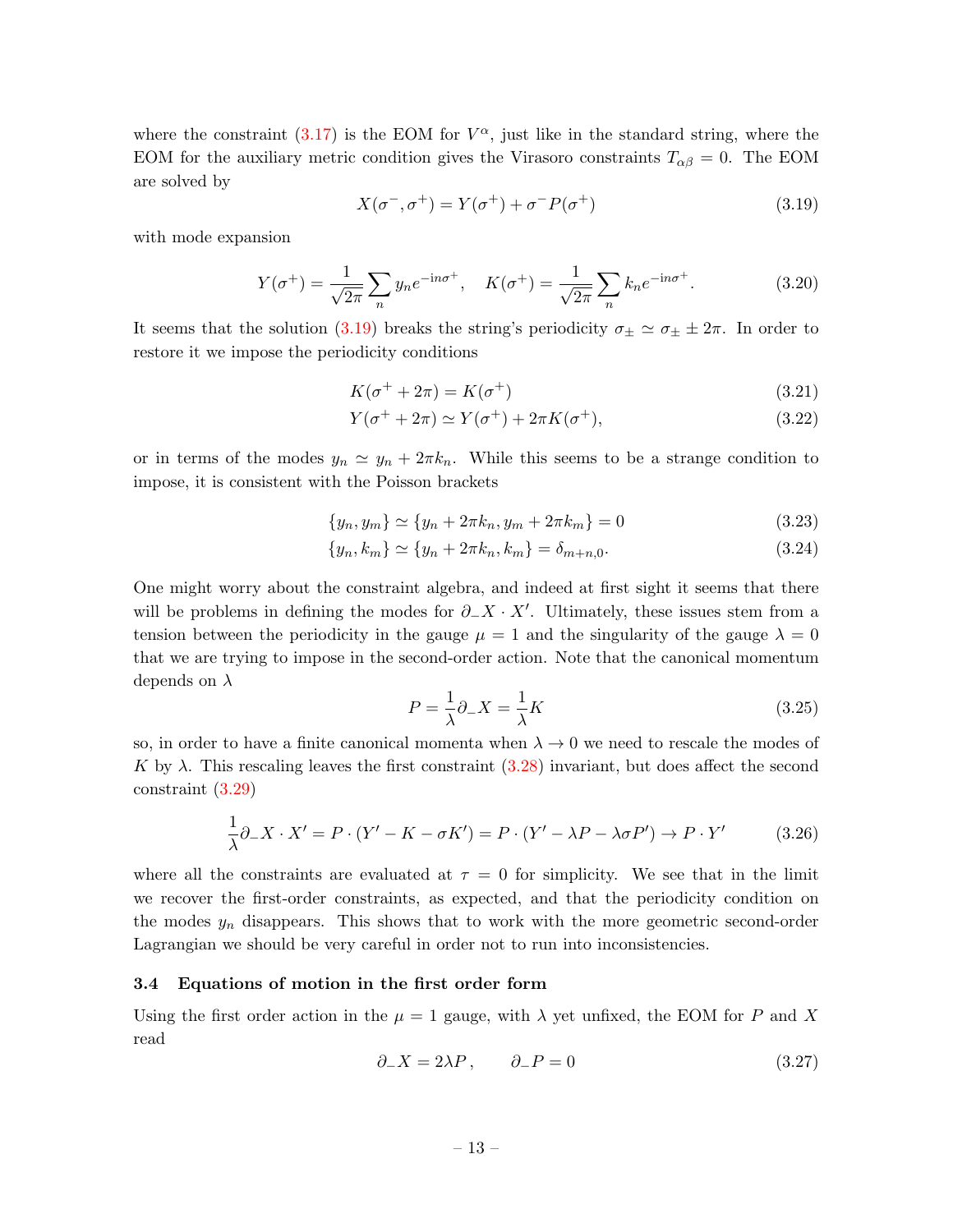where the constraint (3.17) is the EOM for $V^\alpha$, just like in the standard string, where the EOM for the auxiliary metric condition gives the Virasoro constraints $T_{\alpha\beta} = 0$. The EOM are solved by

$$X(\sigma^-, \sigma^+) = Y(\sigma^+) + \sigma^- P(\sigma^+) \tag{3.19}$$

with mode expansion

$$Y(\sigma^+) = \frac{1}{\sqrt{2\pi}} \sum_n y_n e^{-in\sigma^+}, \quad K(\sigma^+) = \frac{1}{\sqrt{2\pi}} \sum_n k_n e^{-in\sigma^+}. \tag{3.20}$$

It seems that the solution (3.19) breaks the string's periodicity $\sigma_\pm \simeq \sigma_\pm \pm 2\pi$. In order to restore it we impose the periodicity conditions

$$K(\sigma^+ + 2\pi) = K(\sigma^+) \tag{3.21}$$

$$Y(\sigma^+ + 2\pi) \simeq Y(\sigma^+) + 2\pi K(\sigma^+), \tag{3.22}$$

or in terms of the modes $y_n \simeq y_n + 2\pi k_n$. While this seems to be a strange condition to impose, it is consistent with the Poisson brackets

$$\{y_n, y_m\} \simeq \{y_n + 2\pi k_n, y_m + 2\pi k_m\} = 0 \tag{3.23}$$

$$\{y_n, k_m\} \simeq \{y_n + 2\pi k_n, k_m\} = \delta_{m+n,0}. \tag{3.24}$$

One might worry about the constraint algebra, and indeed at first sight it seems that there will be problems in defining the modes for $\partial_- X \cdot X'$. Ultimately, these issues stem from a tension between the periodicity in the gauge $\mu = 1$ and the singularity of the gauge $\lambda = 0$ that we are trying to impose in the second-order action. Note that the canonical momentum depends on $\lambda$

$$P = \frac{1}{\lambda} \partial_- X = \frac{1}{\lambda} K \tag{3.25}$$

so, in order to have a finite canonical momenta when $\lambda \to 0$ we need to rescale the modes of $K$ by $\lambda$. This rescaling leaves the first constraint (3.28) invariant, but does affect the second constraint (3.29)

$$\frac{1}{\lambda} \partial_- X \cdot X' = P \cdot (Y' - K - \sigma K') = P \cdot (Y' - \lambda P - \lambda \sigma P') \to P \cdot Y' \tag{3.26}$$

where all the constraints are evaluated at $\tau = 0$ for simplicity. We see that in the limit we recover the first-order constraints, as expected, and that the periodicity condition on the modes $y_n$ disappears. This shows that to work with the more geometric second-order Lagrangian we should be very careful in order not to run into inconsistencies.

### 3.4 Equations of motion in the first order form

Using the first order action in the $\mu = 1$ gauge, with $\lambda$ yet unfixed, the EOM for $P$ and $X$ read

$$\partial_- X = 2\lambda P \,, \qquad \partial_- P = 0 \tag{3.27}$$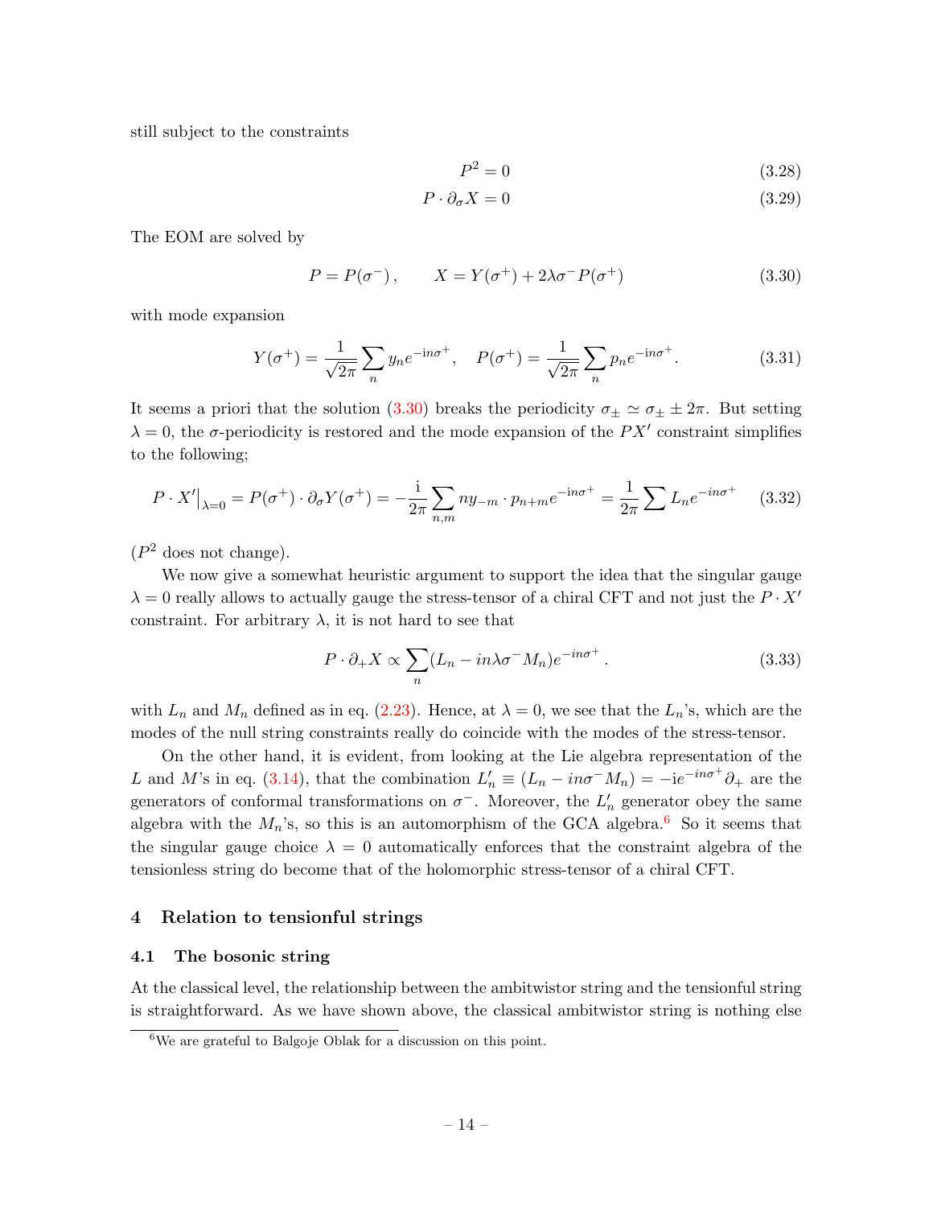still subject to the constraints

$$P^2 = 0 \tag{3.28}$$

$$P \cdot \partial_\sigma X = 0 \tag{3.29}$$

The EOM are solved by

$$P = P(\sigma^-)\,, \qquad X = Y(\sigma^+) + 2\lambda\sigma^- P(\sigma^+) \tag{3.30}$$

with mode expansion

$$Y(\sigma^+) = \frac{1}{\sqrt{2\pi}}\sum_n y_n e^{-\mathrm{i}n\sigma^+}\,, \quad P(\sigma^+) = \frac{1}{\sqrt{2\pi}}\sum_n p_n e^{-\mathrm{i}n\sigma^+}. \tag{3.31}$$

It seems a priori that the solution (3.30) breaks the periodicity $\sigma_\pm \simeq \sigma_\pm \pm 2\pi$. But setting $\lambda = 0$, the $\sigma$-periodicity is restored and the mode expansion of the $PX'$ constraint simplifies to the following;

$$P \cdot X'\big|_{\lambda=0} = P(\sigma^+) \cdot \partial_\sigma Y(\sigma^+) = -\frac{\mathrm{i}}{2\pi}\sum_{n,m} n y_{-m} \cdot p_{n+m} e^{-\mathrm{i}n\sigma^+} = \frac{1}{2\pi}\sum L_n e^{-in\sigma^+} \tag{3.32}$$

($P^2$ does not change).

We now give a somewhat heuristic argument to support the idea that the singular gauge $\lambda = 0$ really allows to actually gauge the stress-tensor of a chiral CFT and not just the $P \cdot X'$ constraint. For arbitrary $\lambda$, it is not hard to see that

$$P \cdot \partial_+ X \propto \sum_n (L_n - in\lambda\sigma^- M_n) e^{-in\sigma^+}\,. \tag{3.33}$$

with $L_n$ and $M_n$ defined as in eq. (2.23). Hence, at $\lambda = 0$, we see that the $L_n$'s, which are the modes of the null string constraints really do coincide with the modes of the stress-tensor.

On the other hand, it is evident, from looking at the Lie algebra representation of the $L$ and $M$'s in eq. (3.14), that the combination $L'_n \equiv (L_n - in\sigma^- M_n) = -\mathrm{i}e^{-in\sigma^+}\partial_+$ are the generators of conformal transformations on $\sigma^-$. Moreover, the $L'_n$ generator obey the same algebra with the $M_n$'s, so this is an automorphism of the GCA algebra.[6] So it seems that the singular gauge choice $\lambda = 0$ automatically enforces that the constraint algebra of the tensionless string do become that of the holomorphic stress-tensor of a chiral CFT.

## 4 Relation to tensionful strings

### 4.1 The bosonic string

At the classical level, the relationship between the ambitwistor string and the tensionful string is straightforward. As we have shown above, the classical ambitwistor string is nothing else

[6] We are grateful to Balgoje Oblak for a discussion on this point.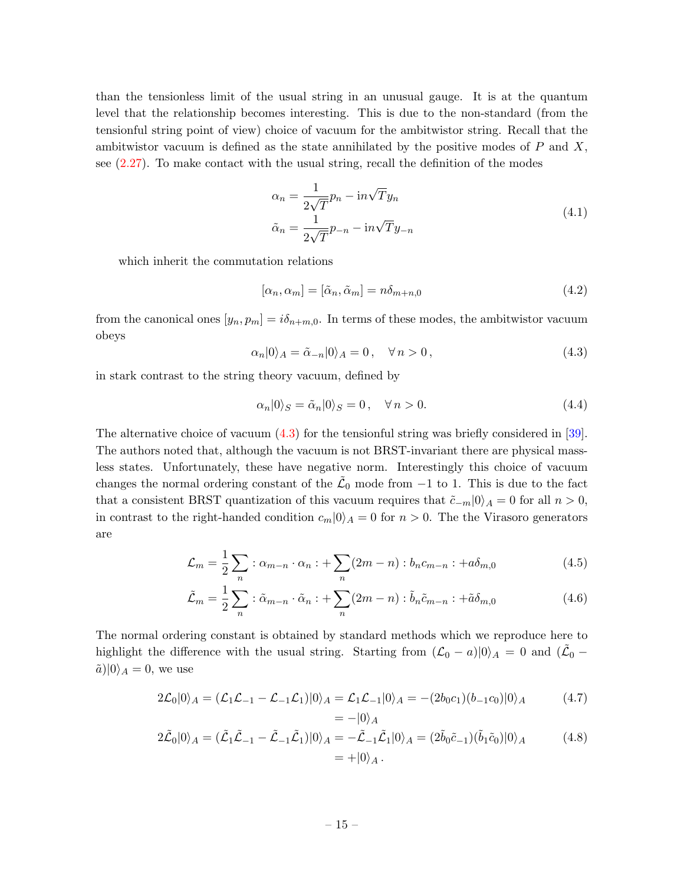than the tensionless limit of the usual string in an unusual gauge. It is at the quantum level that the relationship becomes interesting. This is due to the non-standard (from the tensionful string point of view) choice of vacuum for the ambitwistor string. Recall that the ambitwistor vacuum is defined as the state annihilated by the positive modes of $P$ and $X$, see (2.27). To make contact with the usual string, recall the definition of the modes

$$
\begin{aligned}
\alpha_n &= \frac{1}{2\sqrt{T}} p_n - \mathrm{i} n\sqrt{T} y_n \\
\tilde{\alpha}_n &= \frac{1}{2\sqrt{T}} p_{-n} - \mathrm{i} n\sqrt{T} y_{-n}
\end{aligned}
\tag{4.1}
$$

which inherit the commutation relations

$$
[\alpha_n, \alpha_m] = [\tilde{\alpha}_n, \tilde{\alpha}_m] = n\delta_{m+n,0} \tag{4.2}
$$

from the canonical ones $[y_n, p_m] = i\delta_{n+m,0}$. In terms of these modes, the ambitwistor vacuum obeys

$$
\alpha_n|0\rangle_A = \tilde{\alpha}_{-n}|0\rangle_A = 0\,, \quad \forall\, n > 0\,, \tag{4.3}
$$

in stark contrast to the string theory vacuum, defined by

$$
\alpha_n|0\rangle_S = \tilde{\alpha}_n|0\rangle_S = 0\,, \quad \forall\, n > 0. \tag{4.4}
$$

The alternative choice of vacuum (4.3) for the tensionful string was briefly considered in [39]. The authors noted that, although the vacuum is not BRST-invariant there are physical massless states. Unfortunately, these have negative norm. Interestingly this choice of vacuum changes the normal ordering constant of the $\tilde{\mathcal{L}}_0$ mode from $-1$ to 1. This is due to the fact that a consistent BRST quantization of this vacuum requires that $\tilde{c}_{-m}|0\rangle_A = 0$ for all $n > 0$, in contrast to the right-handed condition $c_m|0\rangle_A = 0$ for $n > 0$. The the Virasoro generators are

$$
\mathcal{L}_m = \frac{1}{2}\sum_n :\alpha_{m-n}\cdot\alpha_n: + \sum_n (2m-n) :b_n c_{m-n}: + a\delta_{m,0} \tag{4.5}
$$

$$
\tilde{\mathcal{L}}_m = \frac{1}{2}\sum_n :\tilde{\alpha}_{m-n}\cdot\tilde{\alpha}_n: + \sum_n (2m-n) :\tilde{b}_n \tilde{c}_{m-n}: + \tilde{a}\delta_{m,0} \tag{4.6}
$$

The normal ordering constant is obtained by standard methods which we reproduce here to highlight the difference with the usual string. Starting from $(\mathcal{L}_0 - a)|0\rangle_A = 0$ and $(\tilde{\mathcal{L}}_0 - \tilde{a})|0\rangle_A = 0$, we use

$$
\begin{aligned}
2\mathcal{L}_0|0\rangle_A = (\mathcal{L}_1\mathcal{L}_{-1} - \mathcal{L}_{-1}\mathcal{L}_1)|0\rangle_A &= \mathcal{L}_1\mathcal{L}_{-1}|0\rangle_A = -(2b_0c_1)(b_{-1}c_0)|0\rangle_A \\
&= -|0\rangle_A
\end{aligned}
\tag{4.7}
$$

$$
\begin{aligned}
2\tilde{\mathcal{L}}_0|0\rangle_A = (\tilde{\mathcal{L}}_1\tilde{\mathcal{L}}_{-1} - \tilde{\mathcal{L}}_{-1}\tilde{\mathcal{L}}_1)|0\rangle_A &= -\tilde{\mathcal{L}}_{-1}\tilde{\mathcal{L}}_1|0\rangle_A = (2\tilde{b}_0\tilde{c}_{-1})(\tilde{b}_1\tilde{c}_0)|0\rangle_A \\
&= +|0\rangle_A\,.
\end{aligned}
\tag{4.8}
$$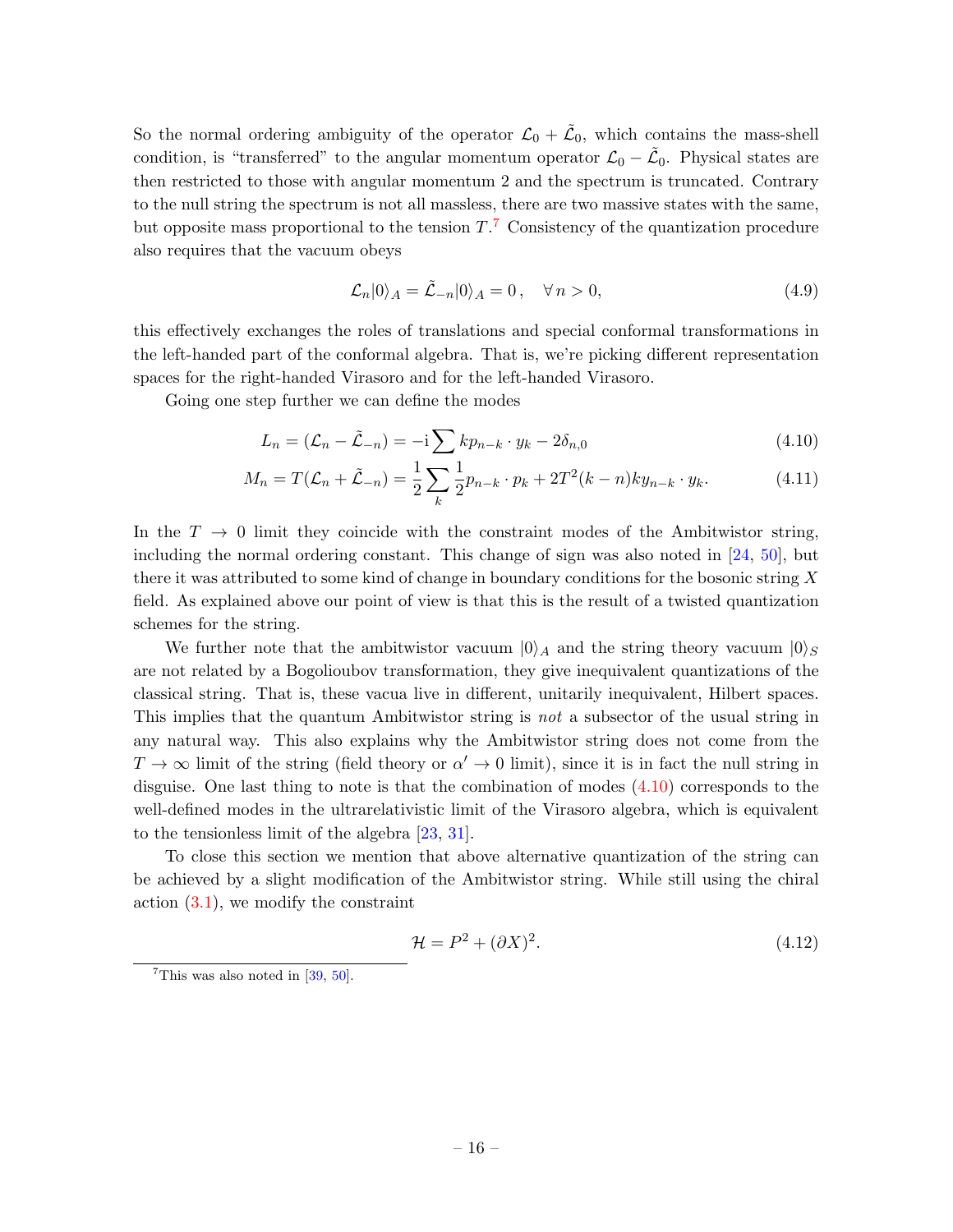So the normal ordering ambiguity of the operator $\mathcal{L}_0 + \tilde{\mathcal{L}}_0$, which contains the mass-shell condition, is "transferred" to the angular momentum operator $\mathcal{L}_0 - \tilde{\mathcal{L}}_0$. Physical states are then restricted to those with angular momentum 2 and the spectrum is truncated. Contrary to the null string the spectrum is not all massless, there are two massive states with the same, but opposite mass proportional to the tension $T$.[7] Consistency of the quantization procedure also requires that the vacuum obeys

$$\mathcal{L}_n |0\rangle_A = \tilde{\mathcal{L}}_{-n} |0\rangle_A = 0\,, \quad \forall\, n > 0, \tag{4.9}$$

this effectively exchanges the roles of translations and special conformal transformations in the left-handed part of the conformal algebra. That is, we're picking different representation spaces for the right-handed Virasoro and for the left-handed Virasoro.

Going one step further we can define the modes

$$L_n = (\mathcal{L}_n - \tilde{\mathcal{L}}_{-n}) = -\mathrm{i} \sum k p_{n-k} \cdot y_k - 2\delta_{n,0} \tag{4.10}$$

$$M_n = T(\mathcal{L}_n + \tilde{\mathcal{L}}_{-n}) = \frac{1}{2} \sum_k \frac{1}{2} p_{n-k} \cdot p_k + 2T^2 (k-n) k y_{n-k} \cdot y_k. \tag{4.11}$$

In the $T \to 0$ limit they coincide with the constraint modes of the Ambitwistor string, including the normal ordering constant. This change of sign was also noted in [24, 50], but there it was attributed to some kind of change in boundary conditions for the bosonic string $X$ field. As explained above our point of view is that this is the result of a twisted quantization schemes for the string.

We further note that the ambitwistor vacuum $|0\rangle_A$ and the string theory vacuum $|0\rangle_S$ are not related by a Bogolioubov transformation, they give inequivalent quantizations of the classical string. That is, these vacua live in different, unitarily inequivalent, Hilbert spaces. This implies that the quantum Ambitwistor string is *not* a subsector of the usual string in any natural way. This also explains why the Ambitwistor string does not come from the $T \to \infty$ limit of the string (field theory or $\alpha' \to 0$ limit), since it is in fact the null string in disguise. One last thing to note is that the combination of modes (4.10) corresponds to the well-defined modes in the ultrarelativistic limit of the Virasoro algebra, which is equivalent to the tensionless limit of the algebra [23, 31].

To close this section we mention that above alternative quantization of the string can be achieved by a slight modification of the Ambitwistor string. While still using the chiral action (3.1), we modify the constraint

$$\mathcal{H} = P^2 + (\partial X)^2. \tag{4.12}$$

[7] This was also noted in [39, 50].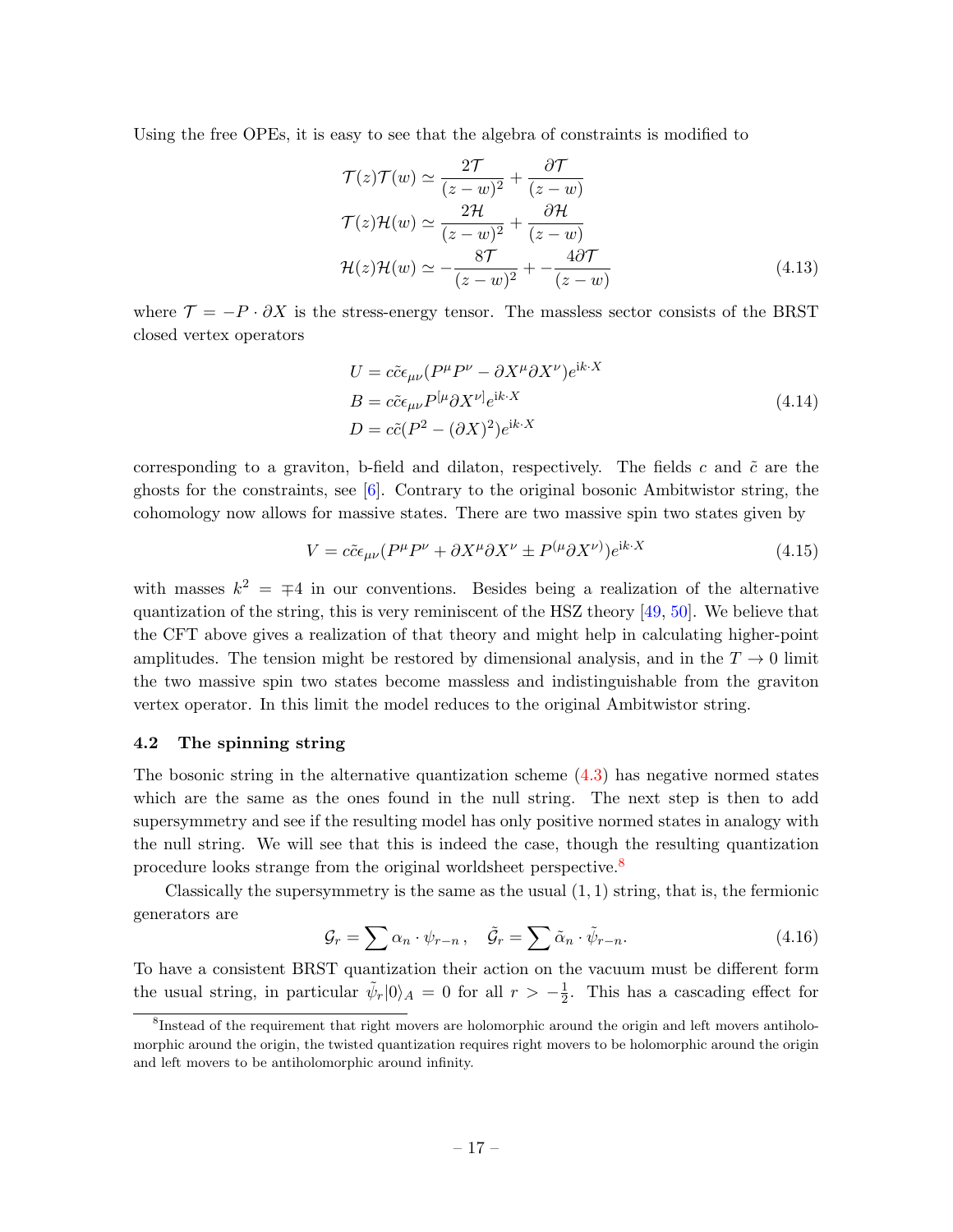Using the free OPEs, it is easy to see that the algebra of constraints is modified to

$$
\begin{aligned}
\mathcal{T}(z)\mathcal{T}(w) &\simeq \frac{2\mathcal{T}}{(z-w)^2} + \frac{\partial\mathcal{T}}{(z-w)} \\
\mathcal{T}(z)\mathcal{H}(w) &\simeq \frac{2\mathcal{H}}{(z-w)^2} + \frac{\partial\mathcal{H}}{(z-w)} \\
\mathcal{H}(z)\mathcal{H}(w) &\simeq -\frac{8\mathcal{T}}{(z-w)^2} + -\frac{4\partial\mathcal{T}}{(z-w)}
\end{aligned}
\tag{4.13}
$$

where $\mathcal{T} = -P \cdot \partial X$ is the stress-energy tensor. The massless sector consists of the BRST closed vertex operators

$$
\begin{aligned}
U &= c\tilde{c}\epsilon_{\mu\nu}(P^\mu P^\nu - \partial X^\mu \partial X^\nu)e^{\mathrm{i}k\cdot X} \\
B &= c\tilde{c}\epsilon_{\mu\nu}P^{[\mu}\partial X^{\nu]}e^{\mathrm{i}k\cdot X} \\
D &= c\tilde{c}(P^2 - (\partial X)^2)e^{\mathrm{i}k\cdot X}
\end{aligned}
\tag{4.14}
$$

corresponding to a graviton, b-field and dilaton, respectively. The fields $c$ and $\tilde{c}$ are the ghosts for the constraints, see [6]. Contrary to the original bosonic Ambitwistor string, the cohomology now allows for massive states. There are two massive spin two states given by

$$
V = c\tilde{c}\epsilon_{\mu\nu}(P^\mu P^\nu + \partial X^\mu \partial X^\nu \pm P^{(\mu}\partial X^{\nu)})e^{\mathrm{i}k\cdot X} \tag{4.15}
$$

with masses $k^2 = \mp 4$ in our conventions. Besides being a realization of the alternative quantization of the string, this is very reminiscent of the HSZ theory [49, 50]. We believe that the CFT above gives a realization of that theory and might help in calculating higher-point amplitudes. The tension might be restored by dimensional analysis, and in the $T \to 0$ limit the two massive spin two states become massless and indistinguishable from the graviton vertex operator. In this limit the model reduces to the original Ambitwistor string.

### 4.2 The spinning string

The bosonic string in the alternative quantization scheme (4.3) has negative normed states which are the same as the ones found in the null string. The next step is then to add supersymmetry and see if the resulting model has only positive normed states in analogy with the null string. We will see that this is indeed the case, though the resulting quantization procedure looks strange from the original worldsheet perspective.[8]

Classically the supersymmetry is the same as the usual $(1,1)$ string, that is, the fermionic generators are

$$
\mathcal{G}_r = \sum \alpha_n \cdot \psi_{r-n}\,, \quad \tilde{\mathcal{G}}_r = \sum \tilde{\alpha}_n \cdot \tilde{\psi}_{r-n}. \tag{4.16}
$$

To have a consistent BRST quantization their action on the vacuum must be different form the usual string, in particular $\tilde{\psi}_r|0\rangle_A = 0$ for all $r > -\frac{1}{2}$. This has a cascading effect for

[8] Instead of the requirement that right movers are holomorphic around the origin and left movers antiholomorphic around the origin, the twisted quantization requires right movers to be holomorphic around the origin and left movers to be antiholomorphic around infinity.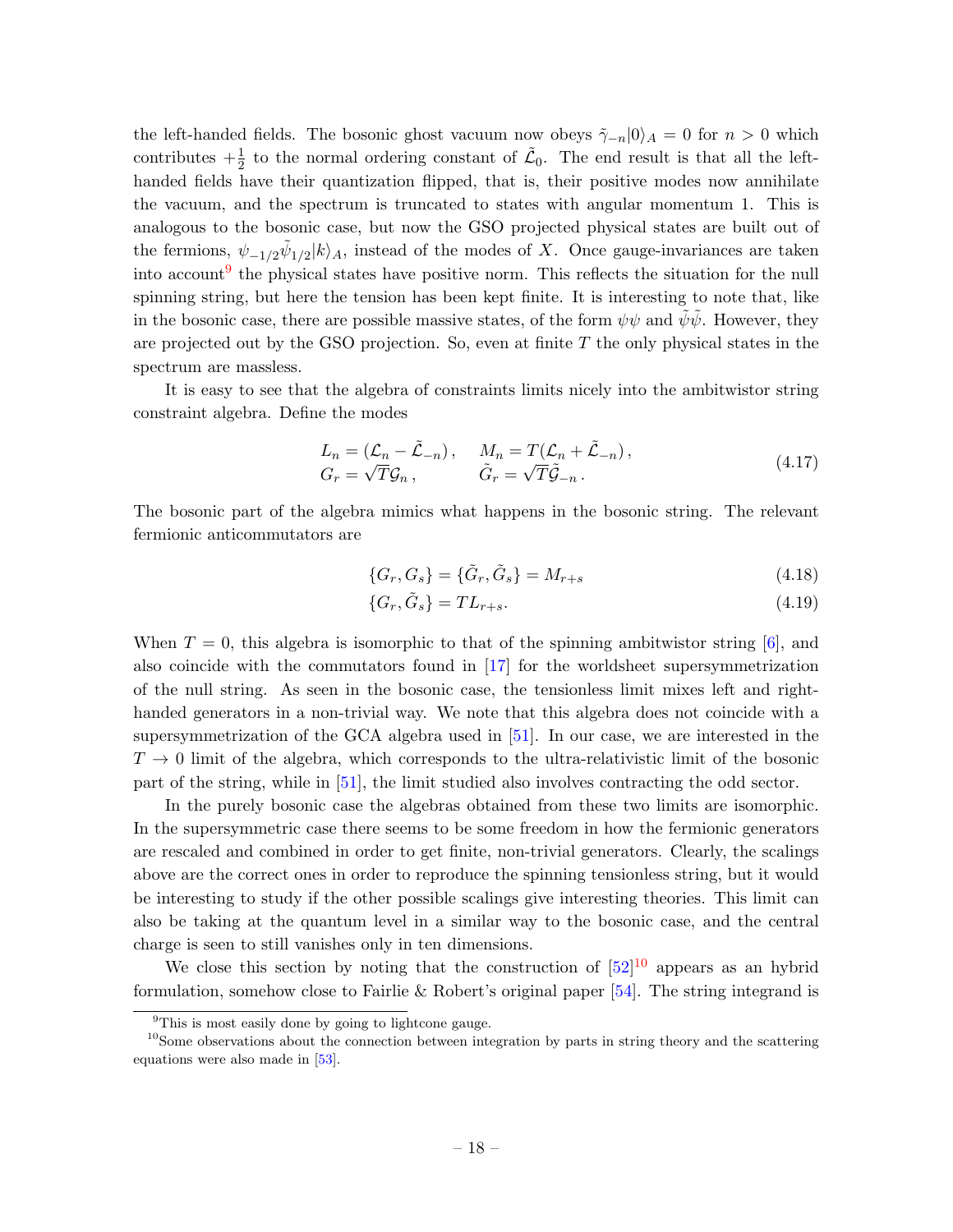the left-handed fields. The bosonic ghost vacuum now obeys $\tilde{\gamma}_{-n}|0\rangle_A = 0$ for $n > 0$ which contributes $+\frac{1}{2}$ to the normal ordering constant of $\tilde{\mathcal{L}}_0$. The end result is that all the left-handed fields have their quantization flipped, that is, their positive modes now annihilate the vacuum, and the spectrum is truncated to states with angular momentum 1. This is analogous to the bosonic case, but now the GSO projected physical states are built out of the fermions, $\psi_{-1/2}\tilde{\psi}_{1/2}|k\rangle_A$, instead of the modes of $X$. Once gauge-invariances are taken into account[9] the physical states have positive norm. This reflects the situation for the null spinning string, but here the tension has been kept finite. It is interesting to note that, like in the bosonic case, there are possible massive states, of the form $\psi\psi$ and $\tilde{\psi}\tilde{\psi}$. However, they are projected out by the GSO projection. So, even at finite $T$ the only physical states in the spectrum are massless.

It is easy to see that the algebra of constraints limits nicely into the ambitwistor string constraint algebra. Define the modes

$$
\begin{aligned}
L_n &= (\mathcal{L}_n - \tilde{\mathcal{L}}_{-n})\,, \quad & M_n &= T(\mathcal{L}_n + \tilde{\mathcal{L}}_{-n})\,, \\
G_r &= \sqrt{T}\mathcal{G}_n\,, & \tilde{G}_r &= \sqrt{T}\tilde{\mathcal{G}}_{-n}\,.
\end{aligned}
\tag{4.17}
$$

The bosonic part of the algebra mimics what happens in the bosonic string. The relevant fermionic anticommutators are

$$
\{G_r, G_s\} = \{\tilde{G}_r, \tilde{G}_s\} = M_{r+s} \tag{4.18}
$$

$$
\{G_r, \tilde{G}_s\} = T L_{r+s}. \tag{4.19}
$$

When $T = 0$, this algebra is isomorphic to that of the spinning ambitwistor string [6], and also coincide with the commutators found in [17] for the worldsheet supersymmetrization of the null string. As seen in the bosonic case, the tensionless limit mixes left and right-handed generators in a non-trivial way. We note that this algebra does not coincide with a supersymmetrization of the GCA algebra used in [51]. In our case, we are interested in the $T \to 0$ limit of the algebra, which corresponds to the ultra-relativistic limit of the bosonic part of the string, while in [51], the limit studied also involves contracting the odd sector.

In the purely bosonic case the algebras obtained from these two limits are isomorphic. In the supersymmetric case there seems to be some freedom in how the fermionic generators are rescaled and combined in order to get finite, non-trivial generators. Clearly, the scalings above are the correct ones in order to reproduce the spinning tensionless string, but it would be interesting to study if the other possible scalings give interesting theories. This limit can also be taking at the quantum level in a similar way to the bosonic case, and the central charge is seen to still vanishes only in ten dimensions.

We close this section by noting that the construction of [52][10] appears as an hybrid formulation, somehow close to Fairlie & Robert's original paper [54]. The string integrand is

[9] This is most easily done by going to lightcone gauge.

[10] Some observations about the connection between integration by parts in string theory and the scattering equations were also made in [53].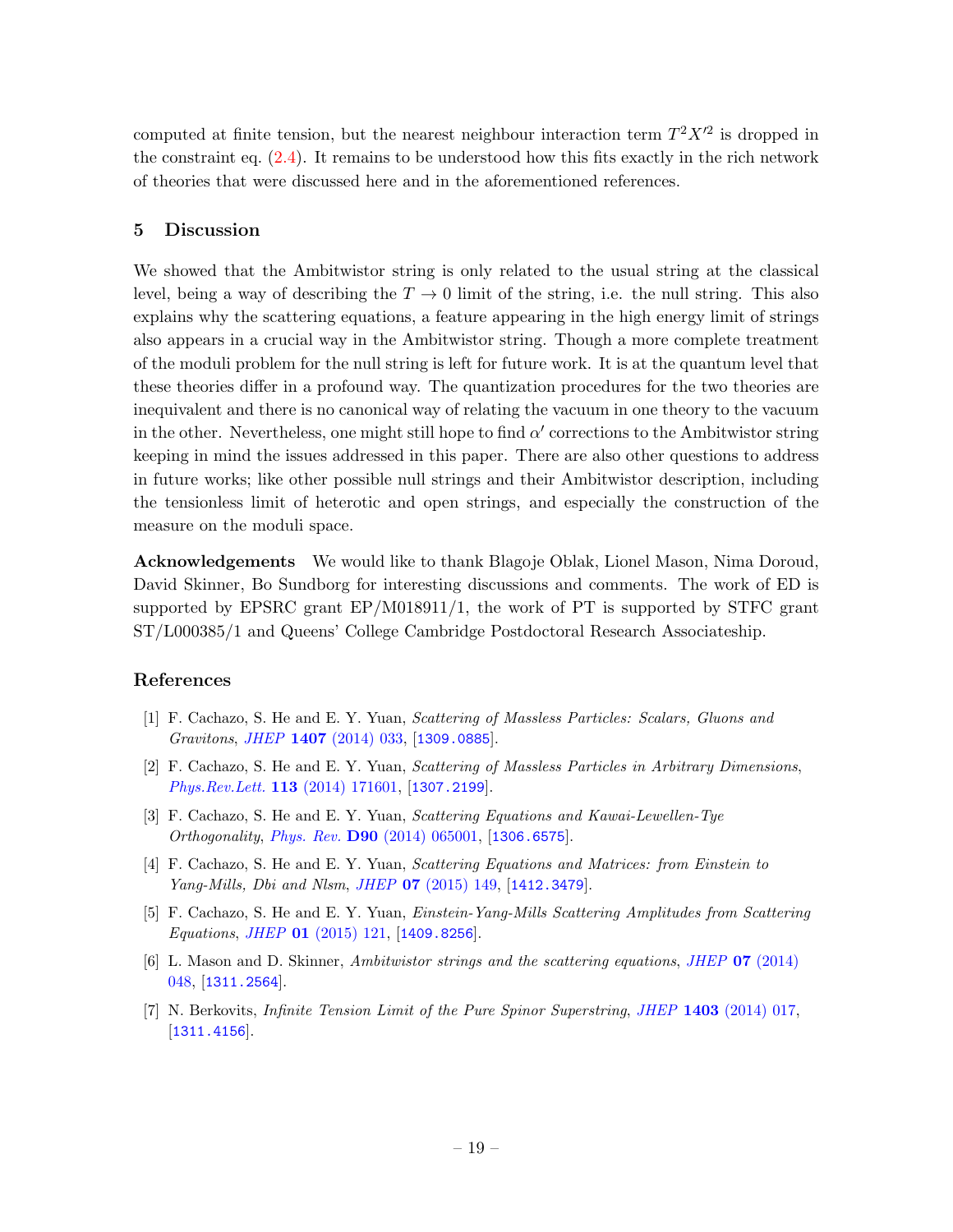computed at finite tension, but the nearest neighbour interaction term $T^2X'^2$ is dropped in the constraint eq. (2.4). It remains to be understood how this fits exactly in the rich network of theories that were discussed here and in the aforementioned references.

## 5 Discussion

We showed that the Ambitwistor string is only related to the usual string at the classical level, being a way of describing the $T \to 0$ limit of the string, i.e. the null string. This also explains why the scattering equations, a feature appearing in the high energy limit of strings also appears in a crucial way in the Ambitwistor string. Though a more complete treatment of the moduli problem for the null string is left for future work. It is at the quantum level that these theories differ in a profound way. The quantization procedures for the two theories are inequivalent and there is no canonical way of relating the vacuum in one theory to the vacuum in the other. Nevertheless, one might still hope to find $\alpha'$ corrections to the Ambitwistor string keeping in mind the issues addressed in this paper. There are also other questions to address in future works; like other possible null strings and their Ambitwistor description, including the tensionless limit of heterotic and open strings, and especially the construction of the measure on the moduli space.

**Acknowledgements** We would like to thank Blagoje Oblak, Lionel Mason, Nima Doroud, David Skinner, Bo Sundborg for interesting discussions and comments. The work of ED is supported by EPSRC grant EP/M018911/1, the work of PT is supported by STFC grant ST/L000385/1 and Queens' College Cambridge Postdoctoral Research Associateship.

## References

[1] F. Cachazo, S. He and E. Y. Yuan, *Scattering of Massless Particles: Scalars, Gluons and Gravitons*, *JHEP* **1407** (2014) 033, [1309.0885].

[2] F. Cachazo, S. He and E. Y. Yuan, *Scattering of Massless Particles in Arbitrary Dimensions*, *Phys.Rev.Lett.* **113** (2014) 171601, [1307.2199].

[3] F. Cachazo, S. He and E. Y. Yuan, *Scattering Equations and Kawai-Lewellen-Tye Orthogonality*, *Phys. Rev.* **D90** (2014) 065001, [1306.6575].

[4] F. Cachazo, S. He and E. Y. Yuan, *Scattering Equations and Matrices: from Einstein to Yang-Mills, Dbi and Nlsm*, *JHEP* **07** (2015) 149, [1412.3479].

[5] F. Cachazo, S. He and E. Y. Yuan, *Einstein-Yang-Mills Scattering Amplitudes from Scattering Equations*, *JHEP* **01** (2015) 121, [1409.8256].

[6] L. Mason and D. Skinner, *Ambitwistor strings and the scattering equations*, *JHEP* **07** (2014) 048, [1311.2564].

[7] N. Berkovits, *Infinite Tension Limit of the Pure Spinor Superstring*, *JHEP* **1403** (2014) 017, [1311.4156].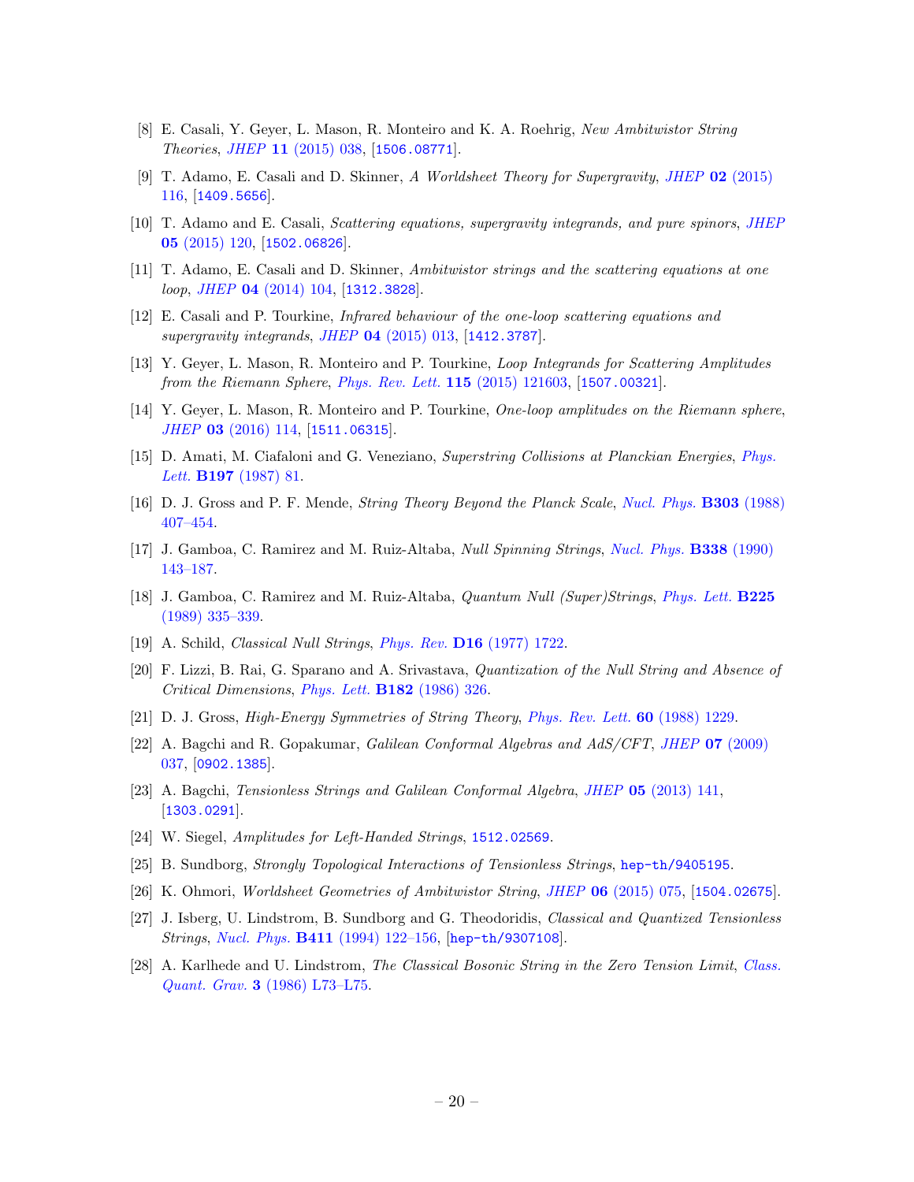[8] E. Casali, Y. Geyer, L. Mason, R. Monteiro and K. A. Roehrig, *New Ambitwistor String Theories*, *JHEP* **11** (2015) 038, [1506.08771].

[9] T. Adamo, E. Casali and D. Skinner, *A Worldsheet Theory for Supergravity*, *JHEP* **02** (2015) 116, [1409.5656].

[10] T. Adamo and E. Casali, *Scattering equations, supergravity integrands, and pure spinors*, *JHEP* **05** (2015) 120, [1502.06826].

[11] T. Adamo, E. Casali and D. Skinner, *Ambitwistor strings and the scattering equations at one loop*, *JHEP* **04** (2014) 104, [1312.3828].

[12] E. Casali and P. Tourkine, *Infrared behaviour of the one-loop scattering equations and supergravity integrands*, *JHEP* **04** (2015) 013, [1412.3787].

[13] Y. Geyer, L. Mason, R. Monteiro and P. Tourkine, *Loop Integrands for Scattering Amplitudes from the Riemann Sphere*, *Phys. Rev. Lett.* **115** (2015) 121603, [1507.00321].

[14] Y. Geyer, L. Mason, R. Monteiro and P. Tourkine, *One-loop amplitudes on the Riemann sphere*, *JHEP* **03** (2016) 114, [1511.06315].

[15] D. Amati, M. Ciafaloni and G. Veneziano, *Superstring Collisions at Planckian Energies*, *Phys. Lett.* **B197** (1987) 81.

[16] D. J. Gross and P. F. Mende, *String Theory Beyond the Planck Scale*, *Nucl. Phys.* **B303** (1988) 407–454.

[17] J. Gamboa, C. Ramirez and M. Ruiz-Altaba, *Null Spinning Strings*, *Nucl. Phys.* **B338** (1990) 143–187.

[18] J. Gamboa, C. Ramirez and M. Ruiz-Altaba, *Quantum Null (Super)Strings*, *Phys. Lett.* **B225** (1989) 335–339.

[19] A. Schild, *Classical Null Strings*, *Phys. Rev.* **D16** (1977) 1722.

[20] F. Lizzi, B. Rai, G. Sparano and A. Srivastava, *Quantization of the Null String and Absence of Critical Dimensions*, *Phys. Lett.* **B182** (1986) 326.

[21] D. J. Gross, *High-Energy Symmetries of String Theory*, *Phys. Rev. Lett.* **60** (1988) 1229.

[22] A. Bagchi and R. Gopakumar, *Galilean Conformal Algebras and AdS/CFT*, *JHEP* **07** (2009) 037, [0902.1385].

[23] A. Bagchi, *Tensionless Strings and Galilean Conformal Algebra*, *JHEP* **05** (2013) 141, [1303.0291].

[24] W. Siegel, *Amplitudes for Left-Handed Strings*, 1512.02569.

[25] B. Sundborg, *Strongly Topological Interactions of Tensionless Strings*, hep-th/9405195.

[26] K. Ohmori, *Worldsheet Geometries of Ambitwistor String*, *JHEP* **06** (2015) 075, [1504.02675].

[27] J. Isberg, U. Lindstrom, B. Sundborg and G. Theodoridis, *Classical and Quantized Tensionless Strings*, *Nucl. Phys.* **B411** (1994) 122–156, [hep-th/9307108].

[28] A. Karlhede and U. Lindstrom, *The Classical Bosonic String in the Zero Tension Limit*, *Class. Quant. Grav.* **3** (1986) L73–L75.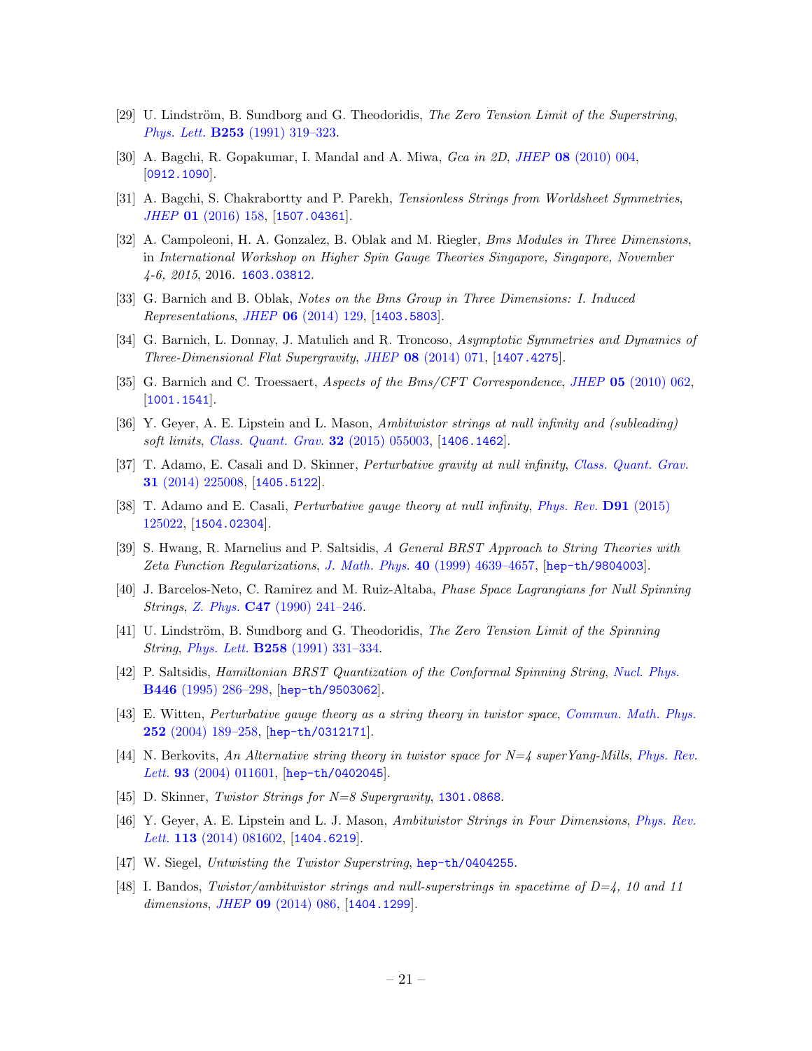- [29] U. Lindström, B. Sundborg and G. Theodoridis, *The Zero Tension Limit of the Superstring*, *Phys. Lett.* **B253** (1991) 319–323.
- [30] A. Bagchi, R. Gopakumar, I. Mandal and A. Miwa, *Gca in 2D*, *JHEP* **08** (2010) 004, [0912.1090].
- [31] A. Bagchi, S. Chakrabortty and P. Parekh, *Tensionless Strings from Worldsheet Symmetries*, *JHEP* **01** (2016) 158, [1507.04361].
- [32] A. Campoleoni, H. A. Gonzalez, B. Oblak and M. Riegler, *Bms Modules in Three Dimensions*, in *International Workshop on Higher Spin Gauge Theories Singapore, Singapore, November 4-6, 2015*, 2016. 1603.03812.
- [33] G. Barnich and B. Oblak, *Notes on the Bms Group in Three Dimensions: I. Induced Representations*, *JHEP* **06** (2014) 129, [1403.5803].
- [34] G. Barnich, L. Donnay, J. Matulich and R. Troncoso, *Asymptotic Symmetries and Dynamics of Three-Dimensional Flat Supergravity*, *JHEP* **08** (2014) 071, [1407.4275].
- [35] G. Barnich and C. Troessaert, *Aspects of the Bms/CFT Correspondence*, *JHEP* **05** (2010) 062, [1001.1541].
- [36] Y. Geyer, A. E. Lipstein and L. Mason, *Ambitwistor strings at null infinity and (subleading) soft limits*, *Class. Quant. Grav.* **32** (2015) 055003, [1406.1462].
- [37] T. Adamo, E. Casali and D. Skinner, *Perturbative gravity at null infinity*, *Class. Quant. Grav.* **31** (2014) 225008, [1405.5122].
- [38] T. Adamo and E. Casali, *Perturbative gauge theory at null infinity*, *Phys. Rev.* **D91** (2015) 125022, [1504.02304].
- [39] S. Hwang, R. Marnelius and P. Saltsidis, *A General BRST Approach to String Theories with Zeta Function Regularizations*, *J. Math. Phys.* **40** (1999) 4639–4657, [hep-th/9804003].
- [40] J. Barcelos-Neto, C. Ramirez and M. Ruiz-Altaba, *Phase Space Lagrangians for Null Spinning Strings*, *Z. Phys.* **C47** (1990) 241–246.
- [41] U. Lindström, B. Sundborg and G. Theodoridis, *The Zero Tension Limit of the Spinning String*, *Phys. Lett.* **B258** (1991) 331–334.
- [42] P. Saltsidis, *Hamiltonian BRST Quantization of the Conformal Spinning String*, *Nucl. Phys.* **B446** (1995) 286–298, [hep-th/9503062].
- [43] E. Witten, *Perturbative gauge theory as a string theory in twistor space*, *Commun. Math. Phys.* **252** (2004) 189–258, [hep-th/0312171].
- [44] N. Berkovits, *An Alternative string theory in twistor space for N=4 superYang-Mills*, *Phys. Rev. Lett.* **93** (2004) 011601, [hep-th/0402045].
- [45] D. Skinner, *Twistor Strings for N=8 Supergravity*, 1301.0868.
- [46] Y. Geyer, A. E. Lipstein and L. J. Mason, *Ambitwistor Strings in Four Dimensions*, *Phys. Rev. Lett.* **113** (2014) 081602, [1404.6219].
- [47] W. Siegel, *Untwisting the Twistor Superstring*, hep-th/0404255.
- [48] I. Bandos, *Twistor/ambitwistor strings and null-superstrings in spacetime of D=4, 10 and 11 dimensions*, *JHEP* **09** (2014) 086, [1404.1299].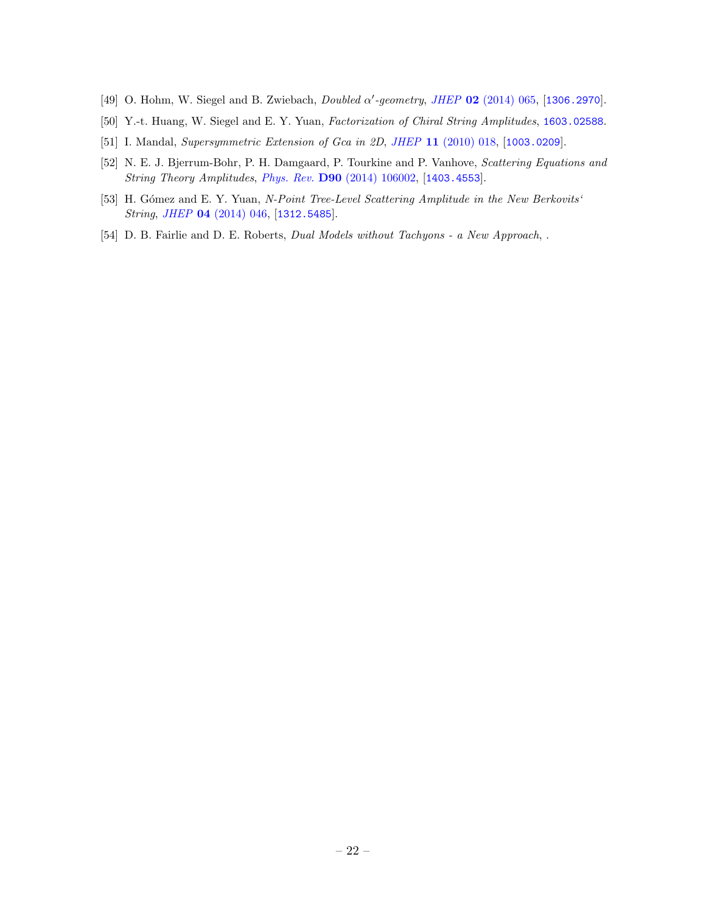[49] O. Hohm, W. Siegel and B. Zwiebach, *Doubled $\alpha'$-geometry*, *JHEP* **02** (2014) 065, [1306.2970].

[50] Y.-t. Huang, W. Siegel and E. Y. Yuan, *Factorization of Chiral String Amplitudes*, 1603.02588.

[51] I. Mandal, *Supersymmetric Extension of Gca in 2D*, *JHEP* **11** (2010) 018, [1003.0209].

[52] N. E. J. Bjerrum-Bohr, P. H. Damgaard, P. Tourkine and P. Vanhove, *Scattering Equations and String Theory Amplitudes*, *Phys. Rev.* **D90** (2014) 106002, [1403.4553].

[53] H. Gómez and E. Y. Yuan, *N-Point Tree-Level Scattering Amplitude in the New Berkovits' String*, *JHEP* **04** (2014) 046, [1312.5485].

[54] D. B. Fairlie and D. E. Roberts, *Dual Models without Tachyons - a New Approach*, .